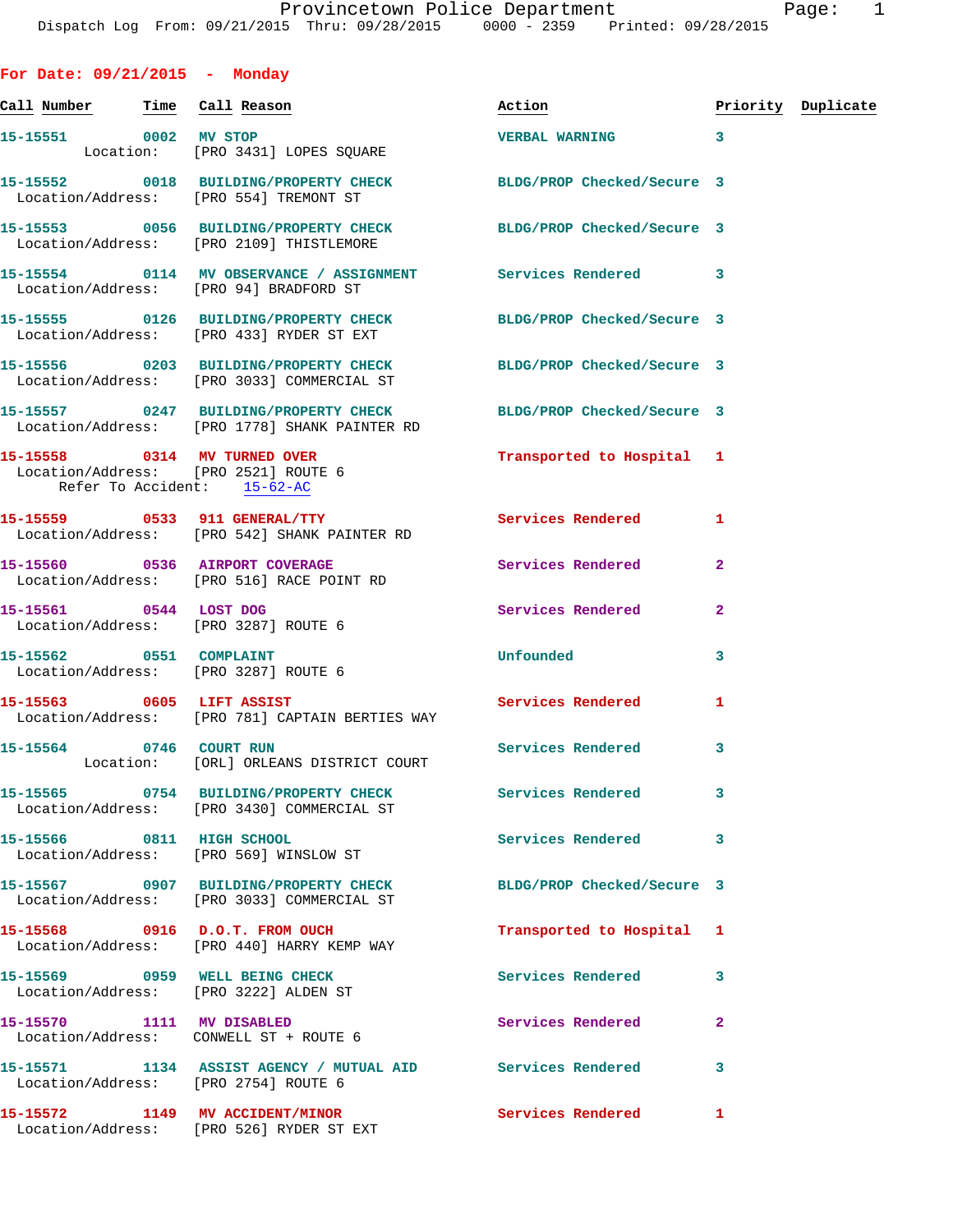Dispatch Log From: 09/21/2015 Thru: 09/28/2015 0000 - 2359 Printed: 09/28/2015

## For Date: 09/21/2015 - Monday

| Call Number | Time | Call Reason | Action | Priority | Duplicate |
|---|---|---|---|---|---|
| 15-15551 | 0002 | MV STOP<br>Location: [PRO 3431] LOPES SQUARE | VERBAL WARNING | 3 | |
| 15-15552 | 0018 | BUILDING/PROPERTY CHECK<br>Location/Address: [PRO 554] TREMONT ST | BLDG/PROP Checked/Secure | 3 | |
| 15-15553 | 0056 | BUILDING/PROPERTY CHECK<br>Location/Address: [PRO 2109] THISTLEMORE | BLDG/PROP Checked/Secure | 3 | |
| 15-15554 | 0114 | MV OBSERVANCE / ASSIGNMENT<br>Location/Address: [PRO 94] BRADFORD ST | Services Rendered | 3 | |
| 15-15555 | 0126 | BUILDING/PROPERTY CHECK<br>Location/Address: [PRO 433] RYDER ST EXT | BLDG/PROP Checked/Secure | 3 | |
| 15-15556 | 0203 | BUILDING/PROPERTY CHECK<br>Location/Address: [PRO 3033] COMMERCIAL ST | BLDG/PROP Checked/Secure | 3 | |
| 15-15557 | 0247 | BUILDING/PROPERTY CHECK<br>Location/Address: [PRO 1778] SHANK PAINTER RD | BLDG/PROP Checked/Secure | 3 | |
| 15-15558 | 0314 | MV TURNED OVER<br>Location/Address: [PRO 2521] ROUTE 6<br>Refer To Accident: 15-62-AC | Transported to Hospital | 1 | |
| 15-15559 | 0533 | 911 GENERAL/TTY<br>Location/Address: [PRO 542] SHANK PAINTER RD | Services Rendered | 1 | |
| 15-15560 | 0536 | AIRPORT COVERAGE<br>Location/Address: [PRO 516] RACE POINT RD | Services Rendered | 2 | |
| 15-15561 | 0544 | LOST DOG<br>Location/Address: [PRO 3287] ROUTE 6 | Services Rendered | 2 | |
| 15-15562 | 0551 | COMPLAINT<br>Location/Address: [PRO 3287] ROUTE 6 | Unfounded | 3 | |
| 15-15563 | 0605 | LIFT ASSIST<br>Location/Address: [PRO 781] CAPTAIN BERTIES WAY | Services Rendered | 1 | |
| 15-15564 | 0746 | COURT RUN<br>Location: [ORL] ORLEANS DISTRICT COURT | Services Rendered | 3 | |
| 15-15565 | 0754 | BUILDING/PROPERTY CHECK<br>Location/Address: [PRO 3430] COMMERCIAL ST | Services Rendered | 3 | |
| 15-15566 | 0811 | HIGH SCHOOL<br>Location/Address: [PRO 569] WINSLOW ST | Services Rendered | 3 | |
| 15-15567 | 0907 | BUILDING/PROPERTY CHECK<br>Location/Address: [PRO 3033] COMMERCIAL ST | BLDG/PROP Checked/Secure | 3 | |
| 15-15568 | 0916 | D.O.T. FROM OUCH<br>Location/Address: [PRO 440] HARRY KEMP WAY | Transported to Hospital | 1 | |
| 15-15569 | 0959 | WELL BEING CHECK<br>Location/Address: [PRO 3222] ALDEN ST | Services Rendered | 3 | |
| 15-15570 | 1111 | MV DISABLED<br>Location/Address: CONWELL ST + ROUTE 6 | Services Rendered | 2 | |
| 15-15571 | 1134 | ASSIST AGENCY / MUTUAL AID<br>Location/Address: [PRO 2754] ROUTE 6 | Services Rendered | 3 | |
| 15-15572 | 1149 | MV ACCIDENT/MINOR<br>Location/Address: [PRO 526] RYDER ST EXT | Services Rendered | 1 | |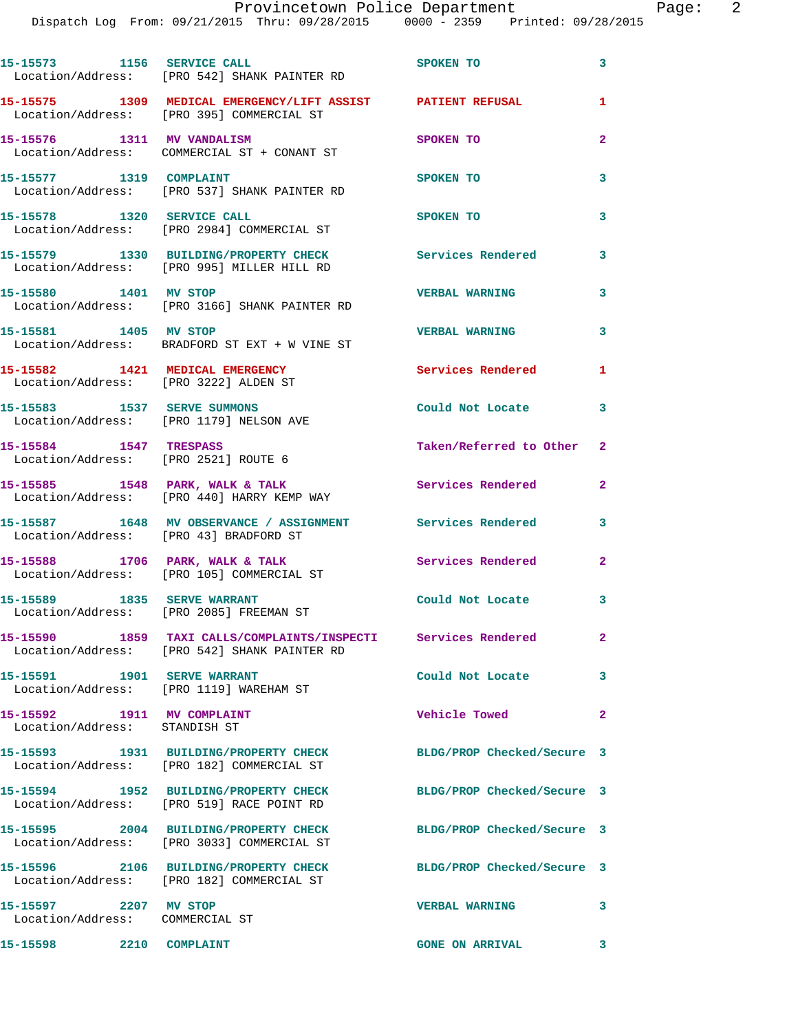15-15573 1156 SERVICE CALL SPOKEN TO 3
Location/Address: [PRO 542] SHANK PAINTER RD

15-15575 1309 MEDICAL EMERGENCY/LIFT ASSIST PATIENT REFUSAL 1
Location/Address: [PRO 395] COMMERCIAL ST

15-15576 1311 MV VANDALISM SPOKEN TO 2
Location/Address: COMMERCIAL ST + CONANT ST

15-15577 1319 COMPLAINT SPOKEN TO 3
Location/Address: [PRO 537] SHANK PAINTER RD

15-15578 1320 SERVICE CALL SPOKEN TO 3
Location/Address: [PRO 2984] COMMERCIAL ST

15-15579 1330 BUILDING/PROPERTY CHECK Services Rendered 3
Location/Address: [PRO 995] MILLER HILL RD

15-15580 1401 MV STOP VERBAL WARNING 3
Location/Address: [PRO 3166] SHANK PAINTER RD

15-15581 1405 MV STOP VERBAL WARNING 3
Location/Address: BRADFORD ST EXT + W VINE ST

15-15582 1421 MEDICAL EMERGENCY Services Rendered 1
Location/Address: [PRO 3222] ALDEN ST

15-15583 1537 SERVE SUMMONS Could Not Locate 3
Location/Address: [PRO 1179] NELSON AVE

15-15584 1547 TRESPASS Taken/Referred to Other 2
Location/Address: [PRO 2521] ROUTE 6

15-15585 1548 PARK, WALK & TALK Services Rendered 2
Location/Address: [PRO 440] HARRY KEMP WAY

15-15587 1648 MV OBSERVANCE / ASSIGNMENT Services Rendered 3
Location/Address: [PRO 43] BRADFORD ST

15-15588 1706 PARK, WALK & TALK Services Rendered 2
Location/Address: [PRO 105] COMMERCIAL ST

15-15589 1835 SERVE WARRANT Could Not Locate 3
Location/Address: [PRO 2085] FREEMAN ST

15-15590 1859 TAXI CALLS/COMPLAINTS/INSPECTI Services Rendered 2
Location/Address: [PRO 542] SHANK PAINTER RD

15-15591 1901 SERVE WARRANT Could Not Locate 3
Location/Address: [PRO 1119] WAREHAM ST

15-15592 1911 MV COMPLAINT Vehicle Towed 2
Location/Address: STANDISH ST

15-15593 1931 BUILDING/PROPERTY CHECK BLDG/PROP Checked/Secure 3
Location/Address: [PRO 182] COMMERCIAL ST

15-15594 1952 BUILDING/PROPERTY CHECK BLDG/PROP Checked/Secure 3
Location/Address: [PRO 519] RACE POINT RD

15-15595 2004 BUILDING/PROPERTY CHECK BLDG/PROP Checked/Secure 3
Location/Address: [PRO 3033] COMMERCIAL ST

15-15596 2106 BUILDING/PROPERTY CHECK BLDG/PROP Checked/Secure 3
Location/Address: [PRO 182] COMMERCIAL ST

15-15597 2207 MV STOP VERBAL WARNING 3
Location/Address: COMMERCIAL ST

15-15598 2210 COMPLAINT GONE ON ARRIVAL 3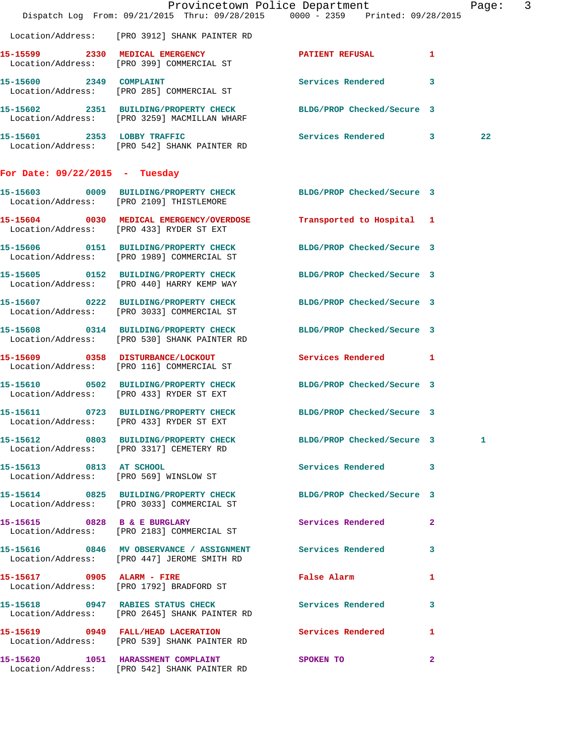Location/Address: [PRO 3912] SHANK PAINTER RD

**15-15599 2330 MEDICAL EMERGENCY** PATIENT REFUSAL 1
Location/Address: [PRO 399] COMMERCIAL ST

**15-15600 2349 COMPLAINT** Services Rendered 3
Location/Address: [PRO 285] COMMERCIAL ST

**15-15602 2351 BUILDING/PROPERTY CHECK** BLDG/PROP Checked/Secure 3
Location/Address: [PRO 3259] MACMILLAN WHARF

**15-15601 2353 LOBBY TRAFFIC** Services Rendered 3 22
Location/Address: [PRO 542] SHANK PAINTER RD

## For Date: 09/22/2015 - Tuesday

**15-15603 0009 BUILDING/PROPERTY CHECK** BLDG/PROP Checked/Secure 3
Location/Address: [PRO 2109] THISTLEMORE

**15-15604 0030 MEDICAL EMERGENCY/OVERDOSE** Transported to Hospital 1
Location/Address: [PRO 433] RYDER ST EXT

**15-15606 0151 BUILDING/PROPERTY CHECK** BLDG/PROP Checked/Secure 3
Location/Address: [PRO 1989] COMMERCIAL ST

**15-15605 0152 BUILDING/PROPERTY CHECK** BLDG/PROP Checked/Secure 3
Location/Address: [PRO 440] HARRY KEMP WAY

**15-15607 0222 BUILDING/PROPERTY CHECK** BLDG/PROP Checked/Secure 3
Location/Address: [PRO 3033] COMMERCIAL ST

**15-15608 0314 BUILDING/PROPERTY CHECK** BLDG/PROP Checked/Secure 3
Location/Address: [PRO 530] SHANK PAINTER RD

**15-15609 0358 DISTURBANCE/LOCKOUT** Services Rendered 1
Location/Address: [PRO 116] COMMERCIAL ST

**15-15610 0502 BUILDING/PROPERTY CHECK** BLDG/PROP Checked/Secure 3
Location/Address: [PRO 433] RYDER ST EXT

**15-15611 0723 BUILDING/PROPERTY CHECK** BLDG/PROP Checked/Secure 3
Location/Address: [PRO 433] RYDER ST EXT

**15-15612 0803 BUILDING/PROPERTY CHECK** BLDG/PROP Checked/Secure 3 1
Location/Address: [PRO 3317] CEMETERY RD

**15-15613 0813 AT SCHOOL** Services Rendered 3
Location/Address: [PRO 569] WINSLOW ST

**15-15614 0825 BUILDING/PROPERTY CHECK** BLDG/PROP Checked/Secure 3
Location/Address: [PRO 3033] COMMERCIAL ST

**15-15615 0828 B & E BURGLARY** Services Rendered 2
Location/Address: [PRO 2183] COMMERCIAL ST

**15-15616 0846 MV OBSERVANCE / ASSIGNMENT** Services Rendered 3
Location/Address: [PRO 447] JEROME SMITH RD

**15-15617 0905 ALARM - FIRE** False Alarm 1
Location/Address: [PRO 1792] BRADFORD ST

**15-15618 0947 RABIES STATUS CHECK** Services Rendered 3
Location/Address: [PRO 2645] SHANK PAINTER RD

**15-15619 0949 FALL/HEAD LACERATION** Services Rendered 1
Location/Address: [PRO 539] SHANK PAINTER RD

**15-15620 1051 HARASSMENT COMPLAINT** SPOKEN TO 2
Location/Address: [PRO 542] SHANK PAINTER RD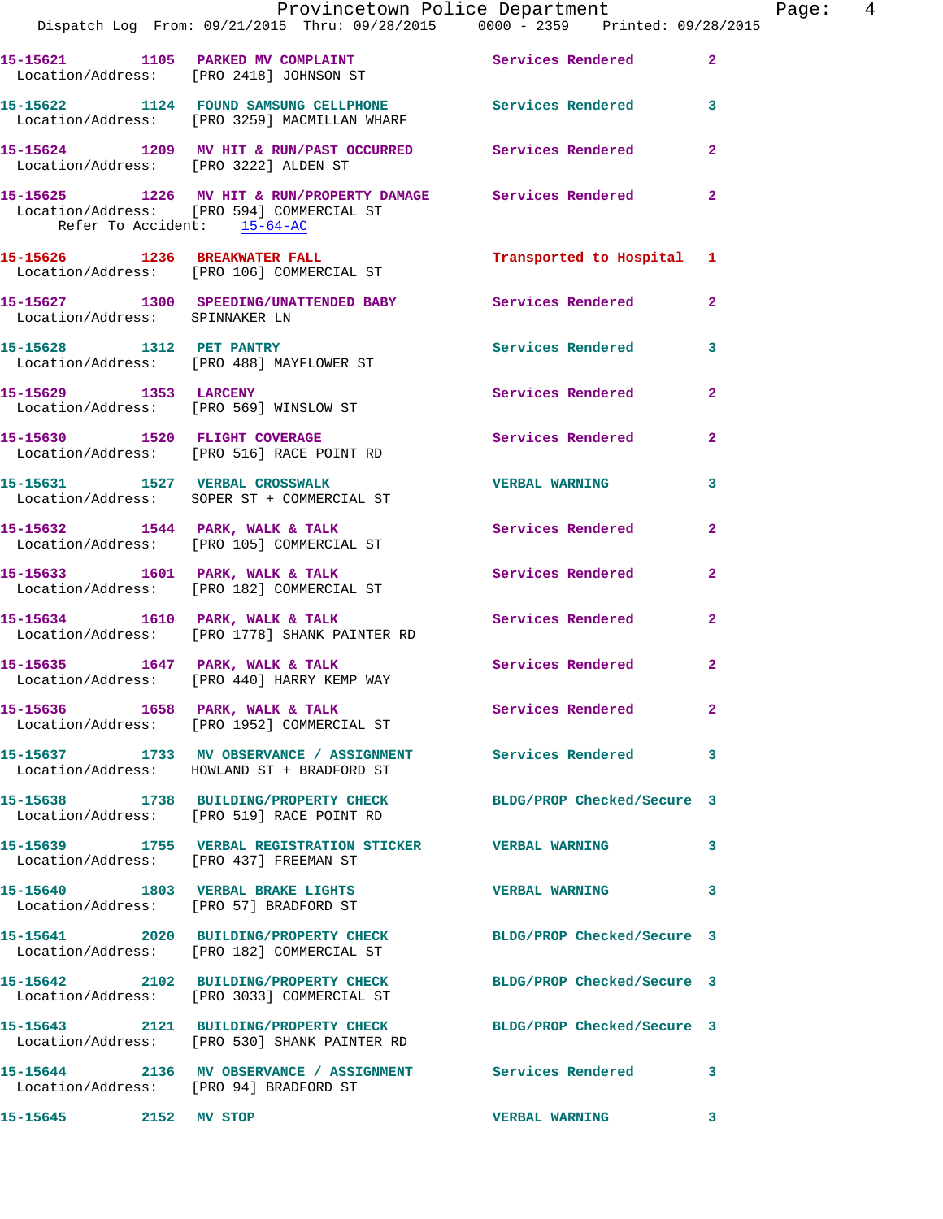15-15621 1105 PARKED MV COMPLAINT Services Rendered 2
Location/Address: [PRO 2418] JOHNSON ST

15-15622 1124 FOUND SAMSUNG CELLPHONE Services Rendered 3
Location/Address: [PRO 3259] MACMILLAN WHARF

15-15624 1209 MV HIT & RUN/PAST OCCURRED Services Rendered 2
Location/Address: [PRO 3222] ALDEN ST

15-15625 1226 MV HIT & RUN/PROPERTY DAMAGE Services Rendered 2
Location/Address: [PRO 594] COMMERCIAL ST
Refer To Accident: 15-64-AC

15-15626 1236 BREAKWATER FALL Transported to Hospital 1
Location/Address: [PRO 106] COMMERCIAL ST

15-15627 1300 SPEEDING/UNATTENDED BABY Services Rendered 2
Location/Address: SPINNAKER LN

15-15628 1312 PET PANTRY Services Rendered 3
Location/Address: [PRO 488] MAYFLOWER ST

15-15629 1353 LARCENY Services Rendered 2
Location/Address: [PRO 569] WINSLOW ST

15-15630 1520 FLIGHT COVERAGE Services Rendered 2
Location/Address: [PRO 516] RACE POINT RD

15-15631 1527 VERBAL CROSSWALK VERBAL WARNING 3
Location/Address: SOPER ST + COMMERCIAL ST

15-15632 1544 PARK, WALK & TALK Services Rendered 2
Location/Address: [PRO 105] COMMERCIAL ST

15-15633 1601 PARK, WALK & TALK Services Rendered 2
Location/Address: [PRO 182] COMMERCIAL ST

15-15634 1610 PARK, WALK & TALK Services Rendered 2
Location/Address: [PRO 1778] SHANK PAINTER RD

15-15635 1647 PARK, WALK & TALK Services Rendered 2
Location/Address: [PRO 440] HARRY KEMP WAY

15-15636 1658 PARK, WALK & TALK Services Rendered 2
Location/Address: [PRO 1952] COMMERCIAL ST

15-15637 1733 MV OBSERVANCE / ASSIGNMENT Services Rendered 3
Location/Address: HOWLAND ST + BRADFORD ST

15-15638 1738 BUILDING/PROPERTY CHECK BLDG/PROP Checked/Secure 3
Location/Address: [PRO 519] RACE POINT RD

15-15639 1755 VERBAL REGISTRATION STICKER VERBAL WARNING 3
Location/Address: [PRO 437] FREEMAN ST

15-15640 1803 VERBAL BRAKE LIGHTS VERBAL WARNING 3
Location/Address: [PRO 57] BRADFORD ST

15-15641 2020 BUILDING/PROPERTY CHECK BLDG/PROP Checked/Secure 3
Location/Address: [PRO 182] COMMERCIAL ST

15-15642 2102 BUILDING/PROPERTY CHECK BLDG/PROP Checked/Secure 3
Location/Address: [PRO 3033] COMMERCIAL ST

15-15643 2121 BUILDING/PROPERTY CHECK BLDG/PROP Checked/Secure 3
Location/Address: [PRO 530] SHANK PAINTER RD

15-15644 2136 MV OBSERVANCE / ASSIGNMENT Services Rendered 3
Location/Address: [PRO 94] BRADFORD ST

15-15645 2152 MV STOP VERBAL WARNING 3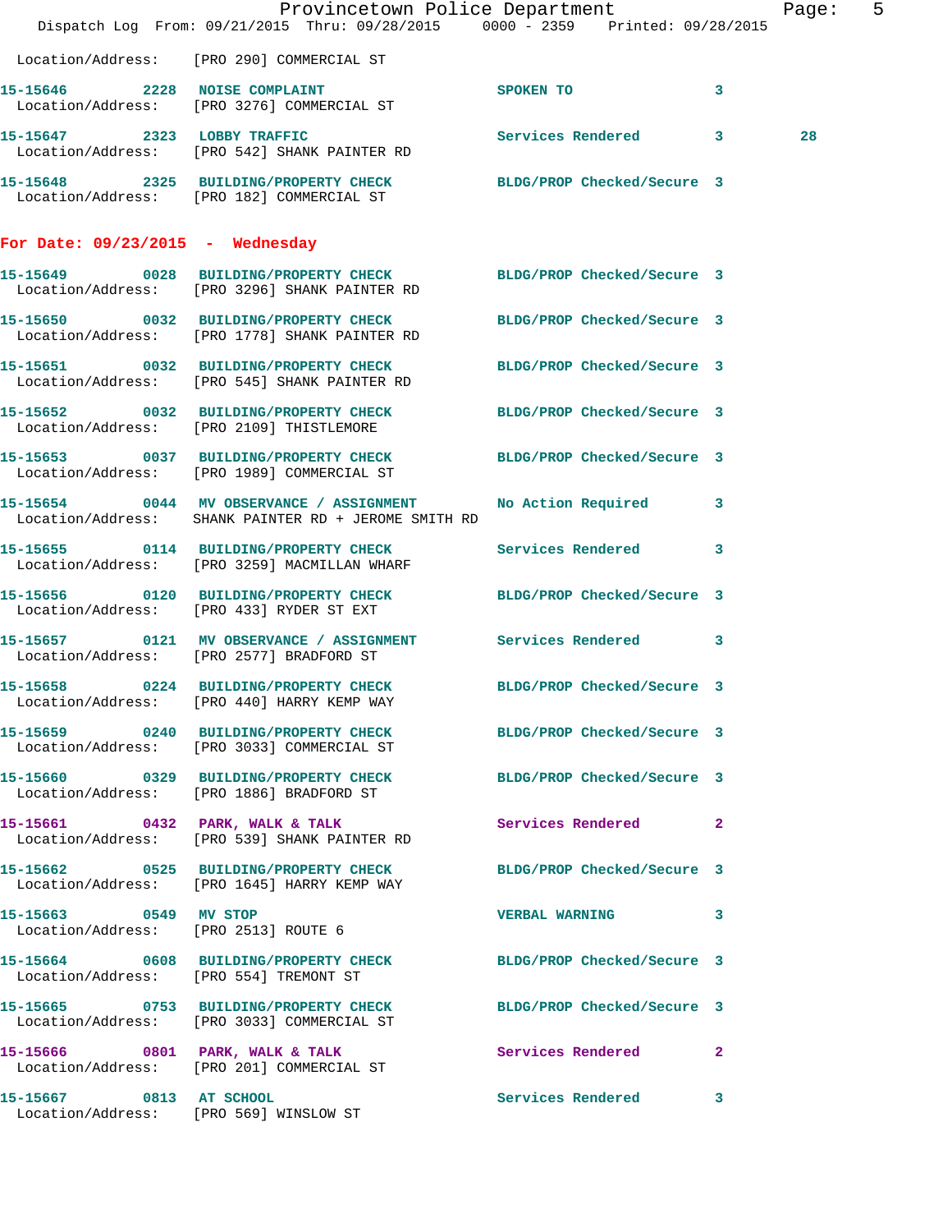Location/Address: [PRO 290] COMMERCIAL ST

| Call # | Time | Call Reason | Action | Priority | |
|---|---|---|---|---|---|
| 15-15646 | 2228 | NOISE COMPLAINT | SPOKEN TO | 3 | |
| Location/Address: [PRO 3276] COMMERCIAL ST | | | | | |
| 15-15647 | 2323 | LOBBY TRAFFIC | Services Rendered | 3 | 28 |
| Location/Address: [PRO 542] SHANK PAINTER RD | | | | | |
| 15-15648 | 2325 | BUILDING/PROPERTY CHECK | BLDG/PROP Checked/Secure | 3 | |
| Location/Address: [PRO 182] COMMERCIAL ST | | | | | |

## For Date: 09/23/2015 - Wednesday

| Call # | Time | Call Reason | Action | Priority |
|---|---|---|---|---|
| 15-15649 | 0028 | BUILDING/PROPERTY CHECK | BLDG/PROP Checked/Secure | 3 |
| Location/Address: [PRO 3296] SHANK PAINTER RD | | | | |
| 15-15650 | 0032 | BUILDING/PROPERTY CHECK | BLDG/PROP Checked/Secure | 3 |
| Location/Address: [PRO 1778] SHANK PAINTER RD | | | | |
| 15-15651 | 0032 | BUILDING/PROPERTY CHECK | BLDG/PROP Checked/Secure | 3 |
| Location/Address: [PRO 545] SHANK PAINTER RD | | | | |
| 15-15652 | 0032 | BUILDING/PROPERTY CHECK | BLDG/PROP Checked/Secure | 3 |
| Location/Address: [PRO 2109] THISTLEMORE | | | | |
| 15-15653 | 0037 | BUILDING/PROPERTY CHECK | BLDG/PROP Checked/Secure | 3 |
| Location/Address: [PRO 1989] COMMERCIAL ST | | | | |
| 15-15654 | 0044 | MV OBSERVANCE / ASSIGNMENT | No Action Required | 3 |
| Location/Address: SHANK PAINTER RD + JEROME SMITH RD | | | | |
| 15-15655 | 0114 | BUILDING/PROPERTY CHECK | Services Rendered | 3 |
| Location/Address: [PRO 3259] MACMILLAN WHARF | | | | |
| 15-15656 | 0120 | BUILDING/PROPERTY CHECK | BLDG/PROP Checked/Secure | 3 |
| Location/Address: [PRO 433] RYDER ST EXT | | | | |
| 15-15657 | 0121 | MV OBSERVANCE / ASSIGNMENT | Services Rendered | 3 |
| Location/Address: [PRO 2577] BRADFORD ST | | | | |
| 15-15658 | 0224 | BUILDING/PROPERTY CHECK | BLDG/PROP Checked/Secure | 3 |
| Location/Address: [PRO 440] HARRY KEMP WAY | | | | |
| 15-15659 | 0240 | BUILDING/PROPERTY CHECK | BLDG/PROP Checked/Secure | 3 |
| Location/Address: [PRO 3033] COMMERCIAL ST | | | | |
| 15-15660 | 0329 | BUILDING/PROPERTY CHECK | BLDG/PROP Checked/Secure | 3 |
| Location/Address: [PRO 1886] BRADFORD ST | | | | |
| 15-15661 | 0432 | PARK, WALK & TALK | Services Rendered | 2 |
| Location/Address: [PRO 539] SHANK PAINTER RD | | | | |
| 15-15662 | 0525 | BUILDING/PROPERTY CHECK | BLDG/PROP Checked/Secure | 3 |
| Location/Address: [PRO 1645] HARRY KEMP WAY | | | | |
| 15-15663 | 0549 | MV STOP | VERBAL WARNING | 3 |
| Location/Address: [PRO 2513] ROUTE 6 | | | | |
| 15-15664 | 0608 | BUILDING/PROPERTY CHECK | BLDG/PROP Checked/Secure | 3 |
| Location/Address: [PRO 554] TREMONT ST | | | | |
| 15-15665 | 0753 | BUILDING/PROPERTY CHECK | BLDG/PROP Checked/Secure | 3 |
| Location/Address: [PRO 3033] COMMERCIAL ST | | | | |
| 15-15666 | 0801 | PARK, WALK & TALK | Services Rendered | 2 |
| Location/Address: [PRO 201] COMMERCIAL ST | | | | |
| 15-15667 | 0813 | AT SCHOOL | Services Rendered | 3 |
| Location/Address: [PRO 569] WINSLOW ST | | | | |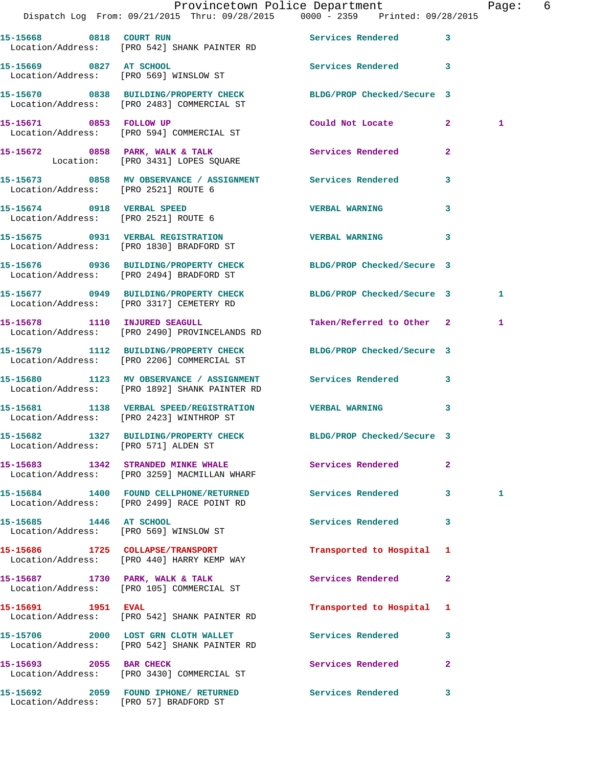| Call # | Time | Call Type | Disposition | Priority | |
|---|---|---|---|---|---|
| 15-15668 | 0818 | COURT RUN | Services Rendered | 3 | |
| Location/Address: | | [PRO 542] SHANK PAINTER RD | | | |
| 15-15669 | 0827 | AT SCHOOL | Services Rendered | 3 | |
| Location/Address: | | [PRO 569] WINSLOW ST | | | |
| 15-15670 | 0838 | BUILDING/PROPERTY CHECK | BLDG/PROP Checked/Secure | 3 | |
| Location/Address: | | [PRO 2483] COMMERCIAL ST | | | |
| 15-15671 | 0853 | FOLLOW UP | Could Not Locate | 2 | 1 |
| Location/Address: | | [PRO 594] COMMERCIAL ST | | | |
| 15-15672 | 0858 | PARK, WALK & TALK | Services Rendered | 2 | |
| Location: | | [PRO 3431] LOPES SQUARE | | | |
| 15-15673 | 0858 | MV OBSERVANCE / ASSIGNMENT | Services Rendered | 3 | |
| Location/Address: | | [PRO 2521] ROUTE 6 | | | |
| 15-15674 | 0918 | VERBAL SPEED | VERBAL WARNING | 3 | |
| Location/Address: | | [PRO 2521] ROUTE 6 | | | |
| 15-15675 | 0931 | VERBAL REGISTRATION | VERBAL WARNING | 3 | |
| Location/Address: | | [PRO 1830] BRADFORD ST | | | |
| 15-15676 | 0936 | BUILDING/PROPERTY CHECK | BLDG/PROP Checked/Secure | 3 | |
| Location/Address: | | [PRO 2494] BRADFORD ST | | | |
| 15-15677 | 0949 | BUILDING/PROPERTY CHECK | BLDG/PROP Checked/Secure | 3 | 1 |
| Location/Address: | | [PRO 3317] CEMETERY RD | | | |
| 15-15678 | 1110 | INJURED SEAGULL | Taken/Referred to Other | 2 | 1 |
| Location/Address: | | [PRO 2490] PROVINCELANDS RD | | | |
| 15-15679 | 1112 | BUILDING/PROPERTY CHECK | BLDG/PROP Checked/Secure | 3 | |
| Location/Address: | | [PRO 2206] COMMERCIAL ST | | | |
| 15-15680 | 1123 | MV OBSERVANCE / ASSIGNMENT | Services Rendered | 3 | |
| Location/Address: | | [PRO 1892] SHANK PAINTER RD | | | |
| 15-15681 | 1138 | VERBAL SPEED/REGISTRATION | VERBAL WARNING | 3 | |
| Location/Address: | | [PRO 2423] WINTHROP ST | | | |
| 15-15682 | 1327 | BUILDING/PROPERTY CHECK | BLDG/PROP Checked/Secure | 3 | |
| Location/Address: | | [PRO 571] ALDEN ST | | | |
| 15-15683 | 1342 | STRANDED MINKE WHALE | Services Rendered | 2 | |
| Location/Address: | | [PRO 3259] MACMILLAN WHARF | | | |
| 15-15684 | 1400 | FOUND CELLPHONE/RETURNED | Services Rendered | 3 | 1 |
| Location/Address: | | [PRO 2499] RACE POINT RD | | | |
| 15-15685 | 1446 | AT SCHOOL | Services Rendered | 3 | |
| Location/Address: | | [PRO 569] WINSLOW ST | | | |
| 15-15686 | 1725 | COLLAPSE/TRANSPORT | Transported to Hospital | 1 | |
| Location/Address: | | [PRO 440] HARRY KEMP WAY | | | |
| 15-15687 | 1730 | PARK, WALK & TALK | Services Rendered | 2 | |
| Location/Address: | | [PRO 105] COMMERCIAL ST | | | |
| 15-15691 | 1951 | EVAL | Transported to Hospital | 1 | |
| Location/Address: | | [PRO 542] SHANK PAINTER RD | | | |
| 15-15706 | 2000 | LOST GRN CLOTH WALLET | Services Rendered | 3 | |
| Location/Address: | | [PRO 542] SHANK PAINTER RD | | | |
| 15-15693 | 2055 | BAR CHECK | Services Rendered | 2 | |
| Location/Address: | | [PRO 3430] COMMERCIAL ST | | | |
| 15-15692 | 2059 | FOUND IPHONE/ RETURNED | Services Rendered | 3 | |
| Location/Address: | | [PRO 57] BRADFORD ST | | | |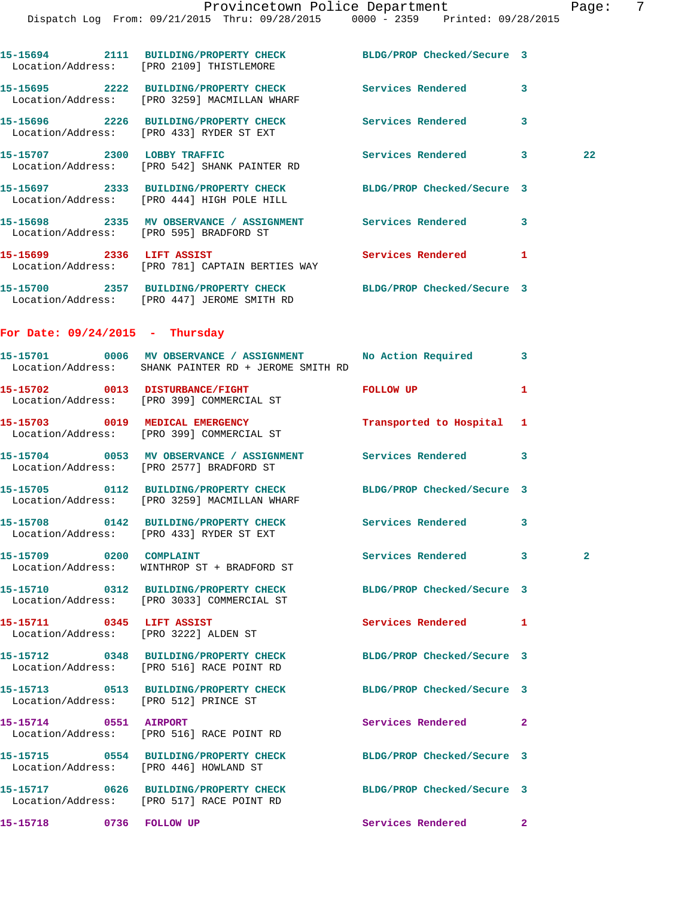15-15694 2111 BUILDING/PROPERTY CHECK BLDG/PROP Checked/Secure 3
Location/Address: [PRO 2109] THISTLEMORE

15-15695 2222 BUILDING/PROPERTY CHECK Services Rendered 3
Location/Address: [PRO 3259] MACMILLAN WHARF

15-15696 2226 BUILDING/PROPERTY CHECK Services Rendered 3
Location/Address: [PRO 433] RYDER ST EXT

15-15707 2300 LOBBY TRAFFIC Services Rendered 3 22
Location/Address: [PRO 542] SHANK PAINTER RD

15-15697 2333 BUILDING/PROPERTY CHECK BLDG/PROP Checked/Secure 3
Location/Address: [PRO 444] HIGH POLE HILL

15-15698 2335 MV OBSERVANCE / ASSIGNMENT Services Rendered 3
Location/Address: [PRO 595] BRADFORD ST

15-15699 2336 LIFT ASSIST Services Rendered 1
Location/Address: [PRO 781] CAPTAIN BERTIES WAY

15-15700 2357 BUILDING/PROPERTY CHECK BLDG/PROP Checked/Secure 3
Location/Address: [PRO 447] JEROME SMITH RD

## For Date: 09/24/2015 - Thursday

15-15701 0006 MV OBSERVANCE / ASSIGNMENT No Action Required 3
Location/Address: SHANK PAINTER RD + JEROME SMITH RD

15-15702 0013 DISTURBANCE/FIGHT FOLLOW UP 1
Location/Address: [PRO 399] COMMERCIAL ST

15-15703 0019 MEDICAL EMERGENCY Transported to Hospital 1
Location/Address: [PRO 399] COMMERCIAL ST

15-15704 0053 MV OBSERVANCE / ASSIGNMENT Services Rendered 3
Location/Address: [PRO 2577] BRADFORD ST

15-15705 0112 BUILDING/PROPERTY CHECK BLDG/PROP Checked/Secure 3
Location/Address: [PRO 3259] MACMILLAN WHARF

15-15708 0142 BUILDING/PROPERTY CHECK Services Rendered 3
Location/Address: [PRO 433] RYDER ST EXT

15-15709 0200 COMPLAINT Services Rendered 3 2
Location/Address: WINTHROP ST + BRADFORD ST

15-15710 0312 BUILDING/PROPERTY CHECK BLDG/PROP Checked/Secure 3
Location/Address: [PRO 3033] COMMERCIAL ST

15-15711 0345 LIFT ASSIST Services Rendered 1
Location/Address: [PRO 3222] ALDEN ST

15-15712 0348 BUILDING/PROPERTY CHECK BLDG/PROP Checked/Secure 3
Location/Address: [PRO 516] RACE POINT RD

15-15713 0513 BUILDING/PROPERTY CHECK BLDG/PROP Checked/Secure 3
Location/Address: [PRO 512] PRINCE ST

15-15714 0551 AIRPORT Services Rendered 2
Location/Address: [PRO 516] RACE POINT RD

15-15715 0554 BUILDING/PROPERTY CHECK BLDG/PROP Checked/Secure 3
Location/Address: [PRO 446] HOWLAND ST

15-15717 0626 BUILDING/PROPERTY CHECK BLDG/PROP Checked/Secure 3
Location/Address: [PRO 517] RACE POINT RD

15-15718 0736 FOLLOW UP Services Rendered 2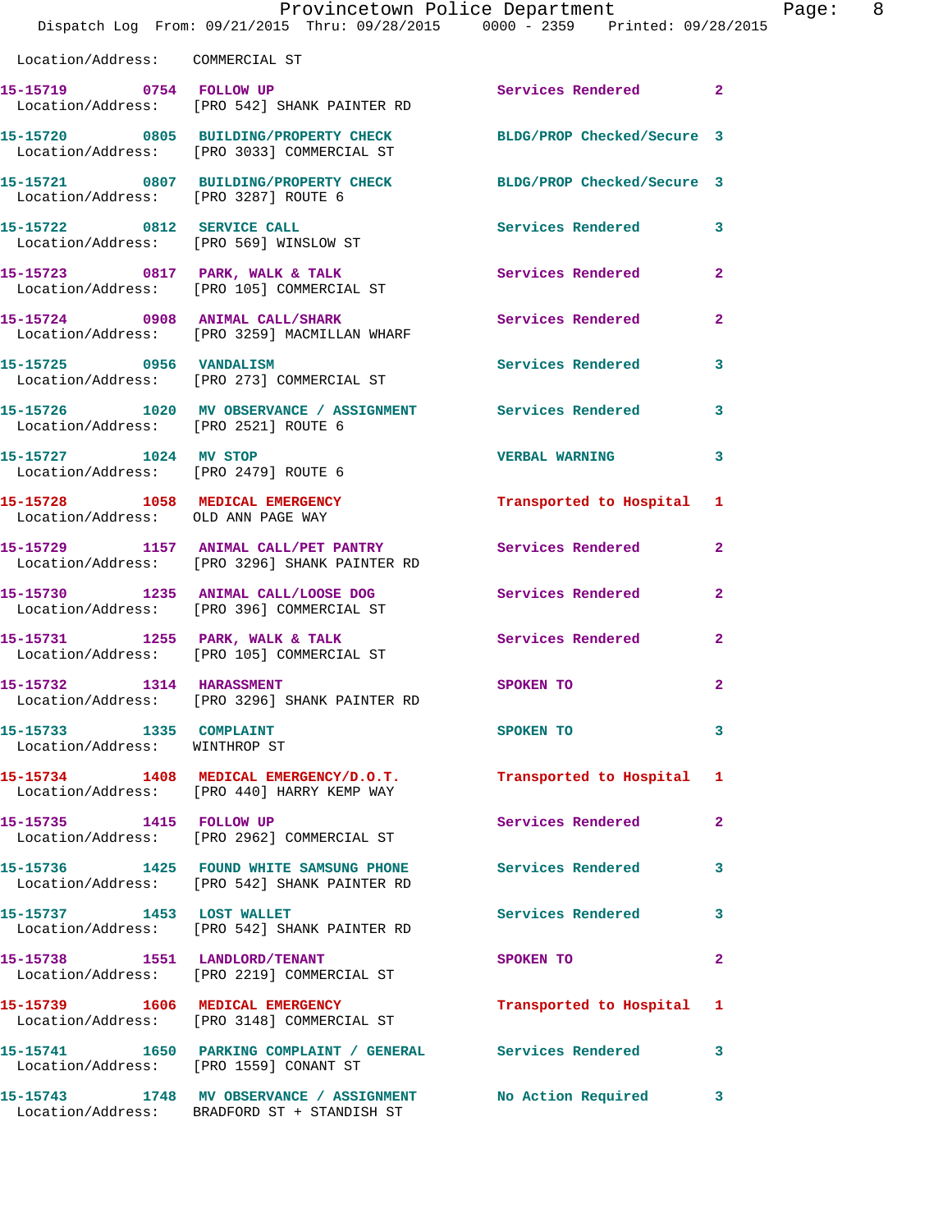Location/Address: COMMERCIAL ST

| Call # | Time | Call Reason | Action | Priority |
|---|---|---|---|---|
| 15-15719 | 0754 | FOLLOW UP | Services Rendered | 2 |
| | | Location/Address: [PRO 542] SHANK PAINTER RD | | |
| 15-15720 | 0805 | BUILDING/PROPERTY CHECK | BLDG/PROP Checked/Secure | 3 |
| | | Location/Address: [PRO 3033] COMMERCIAL ST | | |
| 15-15721 | 0807 | BUILDING/PROPERTY CHECK | BLDG/PROP Checked/Secure | 3 |
| | | Location/Address: [PRO 3287] ROUTE 6 | | |
| 15-15722 | 0812 | SERVICE CALL | Services Rendered | 3 |
| | | Location/Address: [PRO 569] WINSLOW ST | | |
| 15-15723 | 0817 | PARK, WALK & TALK | Services Rendered | 2 |
| | | Location/Address: [PRO 105] COMMERCIAL ST | | |
| 15-15724 | 0908 | ANIMAL CALL/SHARK | Services Rendered | 2 |
| | | Location/Address: [PRO 3259] MACMILLAN WHARF | | |
| 15-15725 | 0956 | VANDALISM | Services Rendered | 3 |
| | | Location/Address: [PRO 273] COMMERCIAL ST | | |
| 15-15726 | 1020 | MV OBSERVANCE / ASSIGNMENT | Services Rendered | 3 |
| | | Location/Address: [PRO 2521] ROUTE 6 | | |
| 15-15727 | 1024 | MV STOP | VERBAL WARNING | 3 |
| | | Location/Address: [PRO 2479] ROUTE 6 | | |
| 15-15728 | 1058 | MEDICAL EMERGENCY | Transported to Hospital | 1 |
| | | Location/Address: OLD ANN PAGE WAY | | |
| 15-15729 | 1157 | ANIMAL CALL/PET PANTRY | Services Rendered | 2 |
| | | Location/Address: [PRO 3296] SHANK PAINTER RD | | |
| 15-15730 | 1235 | ANIMAL CALL/LOOSE DOG | Services Rendered | 2 |
| | | Location/Address: [PRO 396] COMMERCIAL ST | | |
| 15-15731 | 1255 | PARK, WALK & TALK | Services Rendered | 2 |
| | | Location/Address: [PRO 105] COMMERCIAL ST | | |
| 15-15732 | 1314 | HARASSMENT | SPOKEN TO | 2 |
| | | Location/Address: [PRO 3296] SHANK PAINTER RD | | |
| 15-15733 | 1335 | COMPLAINT | SPOKEN TO | 3 |
| | | Location/Address: WINTHROP ST | | |
| 15-15734 | 1408 | MEDICAL EMERGENCY/D.O.T. | Transported to Hospital | 1 |
| | | Location/Address: [PRO 440] HARRY KEMP WAY | | |
| 15-15735 | 1415 | FOLLOW UP | Services Rendered | 2 |
| | | Location/Address: [PRO 2962] COMMERCIAL ST | | |
| 15-15736 | 1425 | FOUND WHITE SAMSUNG PHONE | Services Rendered | 3 |
| | | Location/Address: [PRO 542] SHANK PAINTER RD | | |
| 15-15737 | 1453 | LOST WALLET | Services Rendered | 3 |
| | | Location/Address: [PRO 542] SHANK PAINTER RD | | |
| 15-15738 | 1551 | LANDLORD/TENANT | SPOKEN TO | 2 |
| | | Location/Address: [PRO 2219] COMMERCIAL ST | | |
| 15-15739 | 1606 | MEDICAL EMERGENCY | Transported to Hospital | 1 |
| | | Location/Address: [PRO 3148] COMMERCIAL ST | | |
| 15-15741 | 1650 | PARKING COMPLAINT / GENERAL | Services Rendered | 3 |
| | | Location/Address: [PRO 1559] CONANT ST | | |
| 15-15743 | 1748 | MV OBSERVANCE / ASSIGNMENT | No Action Required | 3 |
| | | Location/Address: BRADFORD ST + STANDISH ST | | |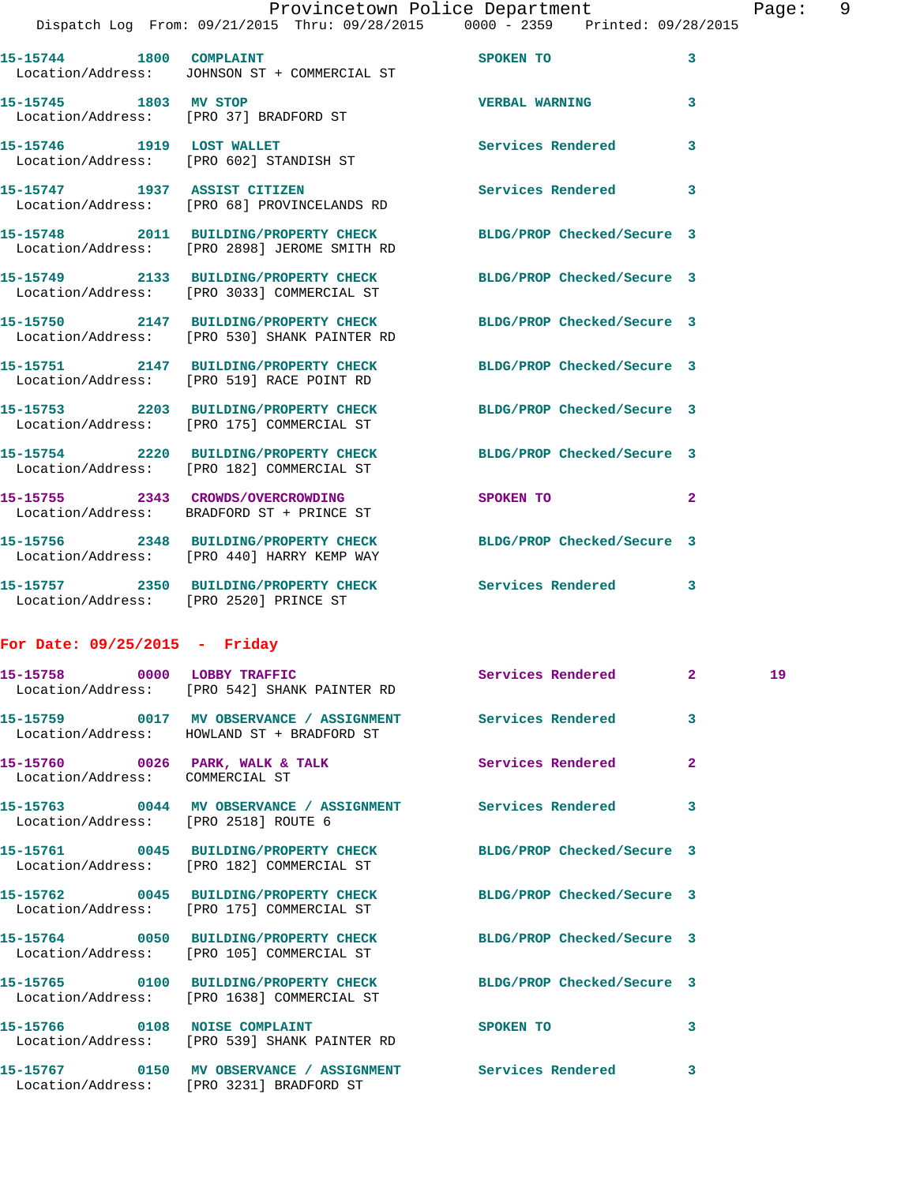15-15744 1800 COMPLAINT SPOKEN TO 3
Location/Address: JOHNSON ST + COMMERCIAL ST

15-15745 1803 MV STOP VERBAL WARNING 3
Location/Address: [PRO 37] BRADFORD ST

15-15746 1919 LOST WALLET Services Rendered 3
Location/Address: [PRO 602] STANDISH ST

15-15747 1937 ASSIST CITIZEN Services Rendered 3
Location/Address: [PRO 68] PROVINCELANDS RD

15-15748 2011 BUILDING/PROPERTY CHECK BLDG/PROP Checked/Secure 3
Location/Address: [PRO 2898] JEROME SMITH RD

15-15749 2133 BUILDING/PROPERTY CHECK BLDG/PROP Checked/Secure 3
Location/Address: [PRO 3033] COMMERCIAL ST

15-15750 2147 BUILDING/PROPERTY CHECK BLDG/PROP Checked/Secure 3
Location/Address: [PRO 530] SHANK PAINTER RD

15-15751 2147 BUILDING/PROPERTY CHECK BLDG/PROP Checked/Secure 3
Location/Address: [PRO 519] RACE POINT RD

15-15753 2203 BUILDING/PROPERTY CHECK BLDG/PROP Checked/Secure 3
Location/Address: [PRO 175] COMMERCIAL ST

15-15754 2220 BUILDING/PROPERTY CHECK BLDG/PROP Checked/Secure 3
Location/Address: [PRO 182] COMMERCIAL ST

15-15755 2343 CROWDS/OVERCROWDING SPOKEN TO 2
Location/Address: BRADFORD ST + PRINCE ST

15-15756 2348 BUILDING/PROPERTY CHECK BLDG/PROP Checked/Secure 3
Location/Address: [PRO 440] HARRY KEMP WAY

15-15757 2350 BUILDING/PROPERTY CHECK Services Rendered 3
Location/Address: [PRO 2520] PRINCE ST

**For Date: 09/25/2015 - Friday**

15-15758 0000 LOBBY TRAFFIC Services Rendered 2 19
Location/Address: [PRO 542] SHANK PAINTER RD

15-15759 0017 MV OBSERVANCE / ASSIGNMENT Services Rendered 3
Location/Address: HOWLAND ST + BRADFORD ST

15-15760 0026 PARK, WALK & TALK Services Rendered 2
Location/Address: COMMERCIAL ST

15-15763 0044 MV OBSERVANCE / ASSIGNMENT Services Rendered 3
Location/Address: [PRO 2518] ROUTE 6

15-15761 0045 BUILDING/PROPERTY CHECK BLDG/PROP Checked/Secure 3
Location/Address: [PRO 182] COMMERCIAL ST

15-15762 0045 BUILDING/PROPERTY CHECK BLDG/PROP Checked/Secure 3
Location/Address: [PRO 175] COMMERCIAL ST

15-15764 0050 BUILDING/PROPERTY CHECK BLDG/PROP Checked/Secure 3
Location/Address: [PRO 105] COMMERCIAL ST

15-15765 0100 BUILDING/PROPERTY CHECK BLDG/PROP Checked/Secure 3
Location/Address: [PRO 1638] COMMERCIAL ST

15-15766 0108 NOISE COMPLAINT SPOKEN TO 3
Location/Address: [PRO 539] SHANK PAINTER RD

15-15767 0150 MV OBSERVANCE / ASSIGNMENT Services Rendered 3
Location/Address: [PRO 3231] BRADFORD ST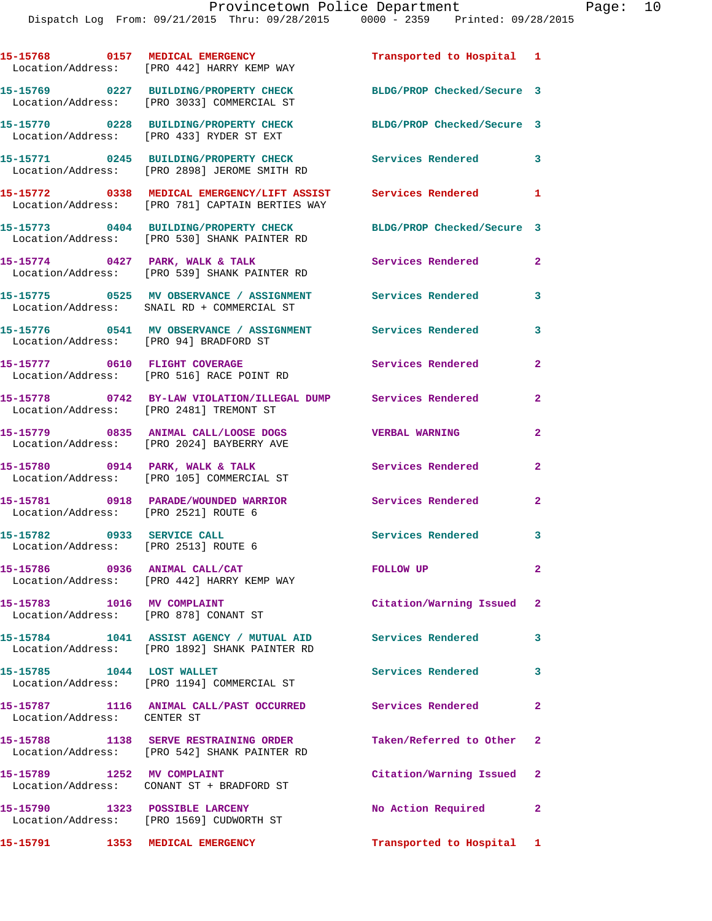15-15768 0157 MEDICAL EMERGENCY Transported to Hospital 1
Location/Address: [PRO 442] HARRY KEMP WAY

15-15769 0227 BUILDING/PROPERTY CHECK BLDG/PROP Checked/Secure 3
Location/Address: [PRO 3033] COMMERCIAL ST

15-15770 0228 BUILDING/PROPERTY CHECK BLDG/PROP Checked/Secure 3
Location/Address: [PRO 433] RYDER ST EXT

15-15771 0245 BUILDING/PROPERTY CHECK Services Rendered 3
Location/Address: [PRO 2898] JEROME SMITH RD

15-15772 0338 MEDICAL EMERGENCY/LIFT ASSIST Services Rendered 1
Location/Address: [PRO 781] CAPTAIN BERTIES WAY

15-15773 0404 BUILDING/PROPERTY CHECK BLDG/PROP Checked/Secure 3
Location/Address: [PRO 530] SHANK PAINTER RD

15-15774 0427 PARK, WALK & TALK Services Rendered 2
Location/Address: [PRO 539] SHANK PAINTER RD

15-15775 0525 MV OBSERVANCE / ASSIGNMENT Services Rendered 3
Location/Address: SNAIL RD + COMMERCIAL ST

15-15776 0541 MV OBSERVANCE / ASSIGNMENT Services Rendered 3
Location/Address: [PRO 94] BRADFORD ST

15-15777 0610 FLIGHT COVERAGE Services Rendered 2
Location/Address: [PRO 516] RACE POINT RD

15-15778 0742 BY-LAW VIOLATION/ILLEGAL DUMP Services Rendered 2
Location/Address: [PRO 2481] TREMONT ST

15-15779 0835 ANIMAL CALL/LOOSE DOGS VERBAL WARNING 2
Location/Address: [PRO 2024] BAYBERRY AVE

15-15780 0914 PARK, WALK & TALK Services Rendered 2
Location/Address: [PRO 105] COMMERCIAL ST

15-15781 0918 PARADE/WOUNDED WARRIOR Services Rendered 2
Location/Address: [PRO 2521] ROUTE 6

15-15782 0933 SERVICE CALL Services Rendered 3
Location/Address: [PRO 2513] ROUTE 6

15-15786 0936 ANIMAL CALL/CAT FOLLOW UP 2
Location/Address: [PRO 442] HARRY KEMP WAY

15-15783 1016 MV COMPLAINT Citation/Warning Issued 2
Location/Address: [PRO 878] CONANT ST

15-15784 1041 ASSIST AGENCY / MUTUAL AID Services Rendered 3
Location/Address: [PRO 1892] SHANK PAINTER RD

15-15785 1044 LOST WALLET Services Rendered 3
Location/Address: [PRO 1194] COMMERCIAL ST

15-15787 1116 ANIMAL CALL/PAST OCCURRED Services Rendered 2
Location/Address: CENTER ST

15-15788 1138 SERVE RESTRAINING ORDER Taken/Referred to Other 2
Location/Address: [PRO 542] SHANK PAINTER RD

15-15789 1252 MV COMPLAINT Citation/Warning Issued 2
Location/Address: CONANT ST + BRADFORD ST

15-15790 1323 POSSIBLE LARCENY No Action Required 2
Location/Address: [PRO 1569] CUDWORTH ST

15-15791 1353 MEDICAL EMERGENCY Transported to Hospital 1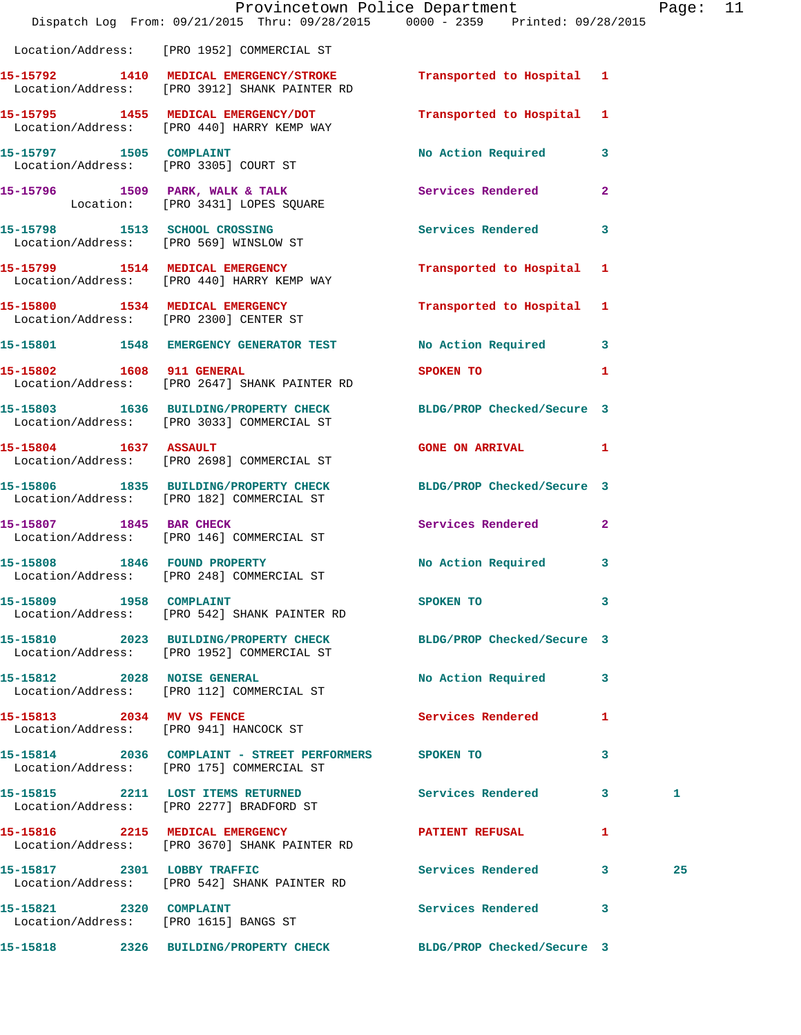Location/Address: [PRO 1952] COMMERCIAL ST

| Call # | Time | Call Reason | Action | Priority | |
|---|---|---|---|---|---|
| 15-15792 | 1410 | MEDICAL EMERGENCY/STROKE | Transported to Hospital | 1 | |
| | | Location/Address: [PRO 3912] SHANK PAINTER RD | | | |
| 15-15795 | 1455 | MEDICAL EMERGENCY/DOT | Transported to Hospital | 1 | |
| | | Location/Address: [PRO 440] HARRY KEMP WAY | | | |
| 15-15797 | 1505 | COMPLAINT | No Action Required | 3 | |
| | | Location/Address: [PRO 3305] COURT ST | | | |
| 15-15796 | 1509 | PARK, WALK & TALK | Services Rendered | 2 | |
| | | Location: [PRO 3431] LOPES SQUARE | | | |
| 15-15798 | 1513 | SCHOOL CROSSING | Services Rendered | 3 | |
| | | Location/Address: [PRO 569] WINSLOW ST | | | |
| 15-15799 | 1514 | MEDICAL EMERGENCY | Transported to Hospital | 1 | |
| | | Location/Address: [PRO 440] HARRY KEMP WAY | | | |
| 15-15800 | 1534 | MEDICAL EMERGENCY | Transported to Hospital | 1 | |
| | | Location/Address: [PRO 2300] CENTER ST | | | |
| 15-15801 | 1548 | EMERGENCY GENERATOR TEST | No Action Required | 3 | |
| 15-15802 | 1608 | 911 GENERAL | SPOKEN TO | 1 | |
| | | Location/Address: [PRO 2647] SHANK PAINTER RD | | | |
| 15-15803 | 1636 | BUILDING/PROPERTY CHECK | BLDG/PROP Checked/Secure | 3 | |
| | | Location/Address: [PRO 3033] COMMERCIAL ST | | | |
| 15-15804 | 1637 | ASSAULT | GONE ON ARRIVAL | 1 | |
| | | Location/Address: [PRO 2698] COMMERCIAL ST | | | |
| 15-15806 | 1835 | BUILDING/PROPERTY CHECK | BLDG/PROP Checked/Secure | 3 | |
| | | Location/Address: [PRO 182] COMMERCIAL ST | | | |
| 15-15807 | 1845 | BAR CHECK | Services Rendered | 2 | |
| | | Location/Address: [PRO 146] COMMERCIAL ST | | | |
| 15-15808 | 1846 | FOUND PROPERTY | No Action Required | 3 | |
| | | Location/Address: [PRO 248] COMMERCIAL ST | | | |
| 15-15809 | 1958 | COMPLAINT | SPOKEN TO | 3 | |
| | | Location/Address: [PRO 542] SHANK PAINTER RD | | | |
| 15-15810 | 2023 | BUILDING/PROPERTY CHECK | BLDG/PROP Checked/Secure | 3 | |
| | | Location/Address: [PRO 1952] COMMERCIAL ST | | | |
| 15-15812 | 2028 | NOISE GENERAL | No Action Required | 3 | |
| | | Location/Address: [PRO 112] COMMERCIAL ST | | | |
| 15-15813 | 2034 | MV VS FENCE | Services Rendered | 1 | |
| | | Location/Address: [PRO 941] HANCOCK ST | | | |
| 15-15814 | 2036 | COMPLAINT - STREET PERFORMERS | SPOKEN TO | 3 | |
| | | Location/Address: [PRO 175] COMMERCIAL ST | | | |
| 15-15815 | 2211 | LOST ITEMS RETURNED | Services Rendered | 3 | 1 |
| | | Location/Address: [PRO 2277] BRADFORD ST | | | |
| 15-15816 | 2215 | MEDICAL EMERGENCY | PATIENT REFUSAL | 1 | |
| | | Location/Address: [PRO 3670] SHANK PAINTER RD | | | |
| 15-15817 | 2301 | LOBBY TRAFFIC | Services Rendered | 3 | 25 |
| | | Location/Address: [PRO 542] SHANK PAINTER RD | | | |
| 15-15821 | 2320 | COMPLAINT | Services Rendered | 3 | |
| | | Location/Address: [PRO 1615] BANGS ST | | | |
| 15-15818 | 2326 | BUILDING/PROPERTY CHECK | BLDG/PROP Checked/Secure | 3 | |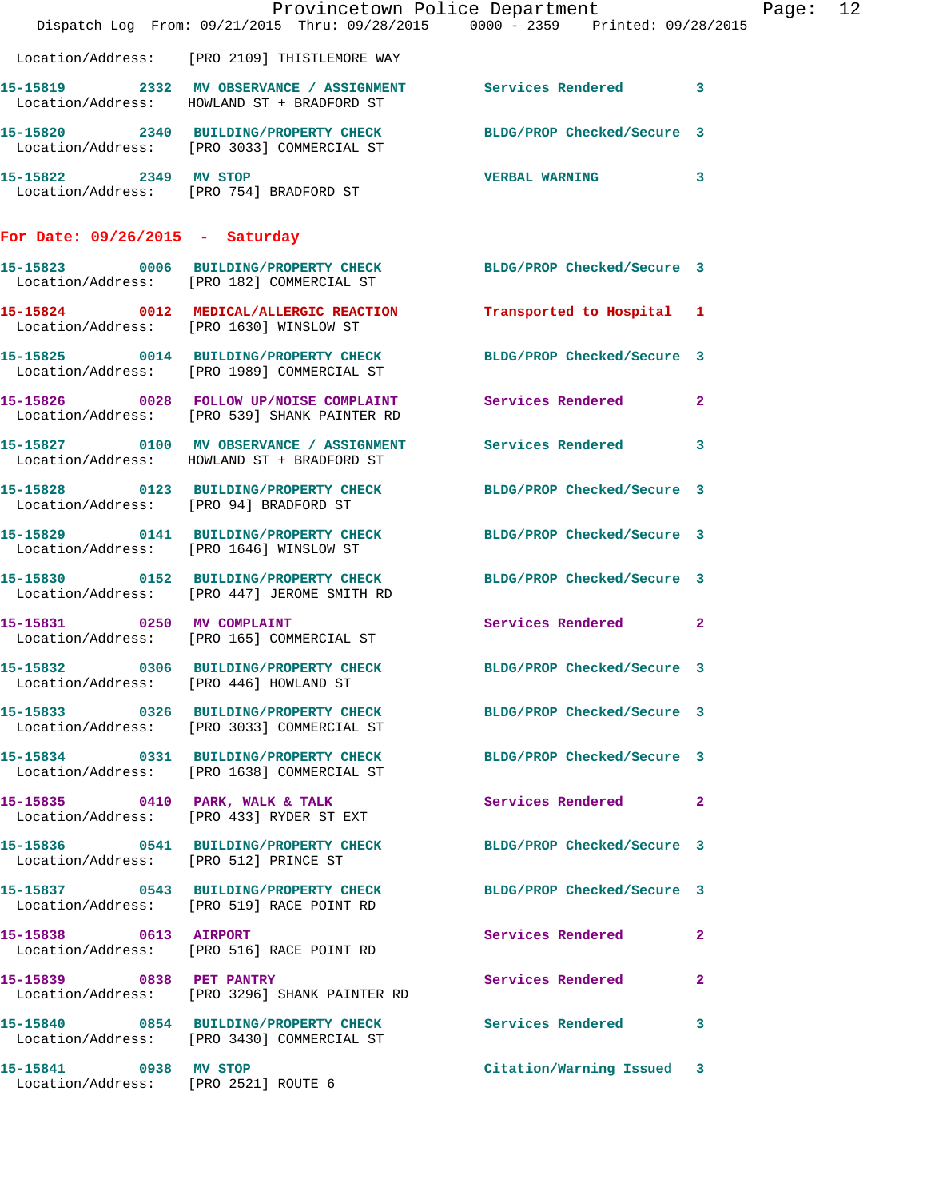Location/Address: [PRO 2109] THISTLEMORE WAY

15-15819 2332 MV OBSERVANCE / ASSIGNMENT Services Rendered 3
Location/Address: HOWLAND ST + BRADFORD ST

15-15820 2340 BUILDING/PROPERTY CHECK BLDG/PROP Checked/Secure 3
Location/Address: [PRO 3033] COMMERCIAL ST

15-15822 2349 MV STOP VERBAL WARNING 3
Location/Address: [PRO 754] BRADFORD ST

## For Date: 09/26/2015 - Saturday

15-15823 0006 BUILDING/PROPERTY CHECK BLDG/PROP Checked/Secure 3
Location/Address: [PRO 182] COMMERCIAL ST

15-15824 0012 MEDICAL/ALLERGIC REACTION Transported to Hospital 1
Location/Address: [PRO 1630] WINSLOW ST

15-15825 0014 BUILDING/PROPERTY CHECK BLDG/PROP Checked/Secure 3
Location/Address: [PRO 1989] COMMERCIAL ST

15-15826 0028 FOLLOW UP/NOISE COMPLAINT Services Rendered 2
Location/Address: [PRO 539] SHANK PAINTER RD

15-15827 0100 MV OBSERVANCE / ASSIGNMENT Services Rendered 3
Location/Address: HOWLAND ST + BRADFORD ST

15-15828 0123 BUILDING/PROPERTY CHECK BLDG/PROP Checked/Secure 3
Location/Address: [PRO 94] BRADFORD ST

15-15829 0141 BUILDING/PROPERTY CHECK BLDG/PROP Checked/Secure 3
Location/Address: [PRO 1646] WINSLOW ST

15-15830 0152 BUILDING/PROPERTY CHECK BLDG/PROP Checked/Secure 3
Location/Address: [PRO 447] JEROME SMITH RD

15-15831 0250 MV COMPLAINT Services Rendered 2
Location/Address: [PRO 165] COMMERCIAL ST

15-15832 0306 BUILDING/PROPERTY CHECK BLDG/PROP Checked/Secure 3
Location/Address: [PRO 446] HOWLAND ST

15-15833 0326 BUILDING/PROPERTY CHECK BLDG/PROP Checked/Secure 3
Location/Address: [PRO 3033] COMMERCIAL ST

15-15834 0331 BUILDING/PROPERTY CHECK BLDG/PROP Checked/Secure 3
Location/Address: [PRO 1638] COMMERCIAL ST

15-15835 0410 PARK, WALK & TALK Services Rendered 2
Location/Address: [PRO 433] RYDER ST EXT

15-15836 0541 BUILDING/PROPERTY CHECK BLDG/PROP Checked/Secure 3
Location/Address: [PRO 512] PRINCE ST

15-15837 0543 BUILDING/PROPERTY CHECK BLDG/PROP Checked/Secure 3
Location/Address: [PRO 519] RACE POINT RD

15-15838 0613 AIRPORT Services Rendered 2
Location/Address: [PRO 516] RACE POINT RD

15-15839 0838 PET PANTRY Services Rendered 2
Location/Address: [PRO 3296] SHANK PAINTER RD

15-15840 0854 BUILDING/PROPERTY CHECK Services Rendered 3
Location/Address: [PRO 3430] COMMERCIAL ST

15-15841 0938 MV STOP Citation/Warning Issued 3
Location/Address: [PRO 2521] ROUTE 6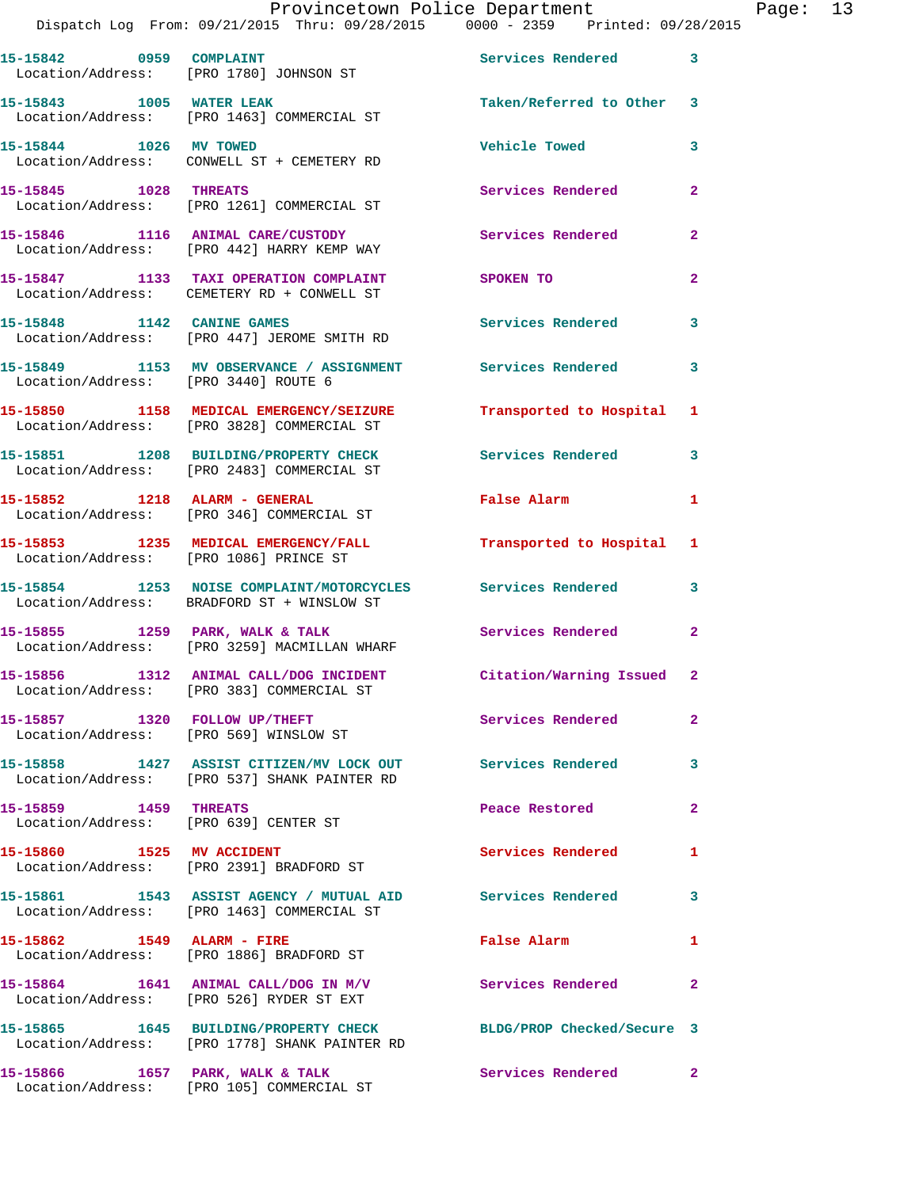15-15842 0959 COMPLAINT Services Rendered 3
Location/Address: [PRO 1780] JOHNSON ST

15-15843 1005 WATER LEAK Taken/Referred to Other 3
Location/Address: [PRO 1463] COMMERCIAL ST

15-15844 1026 MV TOWED Vehicle Towed 3
Location/Address: CONWELL ST + CEMETERY RD

15-15845 1028 THREATS Services Rendered 2
Location/Address: [PRO 1261] COMMERCIAL ST

15-15846 1116 ANIMAL CARE/CUSTODY Services Rendered 2
Location/Address: [PRO 442] HARRY KEMP WAY

15-15847 1133 TAXI OPERATION COMPLAINT SPOKEN TO 2
Location/Address: CEMETERY RD + CONWELL ST

15-15848 1142 CANINE GAMES Services Rendered 3
Location/Address: [PRO 447] JEROME SMITH RD

15-15849 1153 MV OBSERVANCE / ASSIGNMENT Services Rendered 3
Location/Address: [PRO 3440] ROUTE 6

15-15850 1158 MEDICAL EMERGENCY/SEIZURE Transported to Hospital 1
Location/Address: [PRO 3828] COMMERCIAL ST

15-15851 1208 BUILDING/PROPERTY CHECK Services Rendered 3
Location/Address: [PRO 2483] COMMERCIAL ST

15-15852 1218 ALARM - GENERAL False Alarm 1
Location/Address: [PRO 346] COMMERCIAL ST

15-15853 1235 MEDICAL EMERGENCY/FALL Transported to Hospital 1
Location/Address: [PRO 1086] PRINCE ST

15-15854 1253 NOISE COMPLAINT/MOTORCYCLES Services Rendered 3
Location/Address: BRADFORD ST + WINSLOW ST

15-15855 1259 PARK, WALK & TALK Services Rendered 2
Location/Address: [PRO 3259] MACMILLAN WHARF

15-15856 1312 ANIMAL CALL/DOG INCIDENT Citation/Warning Issued 2
Location/Address: [PRO 383] COMMERCIAL ST

15-15857 1320 FOLLOW UP/THEFT Services Rendered 2
Location/Address: [PRO 569] WINSLOW ST

15-15858 1427 ASSIST CITIZEN/MV LOCK OUT Services Rendered 3
Location/Address: [PRO 537] SHANK PAINTER RD

15-15859 1459 THREATS Peace Restored 2
Location/Address: [PRO 639] CENTER ST

15-15860 1525 MV ACCIDENT Services Rendered 1
Location/Address: [PRO 2391] BRADFORD ST

15-15861 1543 ASSIST AGENCY / MUTUAL AID Services Rendered 3
Location/Address: [PRO 1463] COMMERCIAL ST

15-15862 1549 ALARM - FIRE False Alarm 1
Location/Address: [PRO 1886] BRADFORD ST

15-15864 1641 ANIMAL CALL/DOG IN M/V Services Rendered 2
Location/Address: [PRO 526] RYDER ST EXT

15-15865 1645 BUILDING/PROPERTY CHECK BLDG/PROP Checked/Secure 3
Location/Address: [PRO 1778] SHANK PAINTER RD

15-15866 1657 PARK, WALK & TALK Services Rendered 2
Location/Address: [PRO 105] COMMERCIAL ST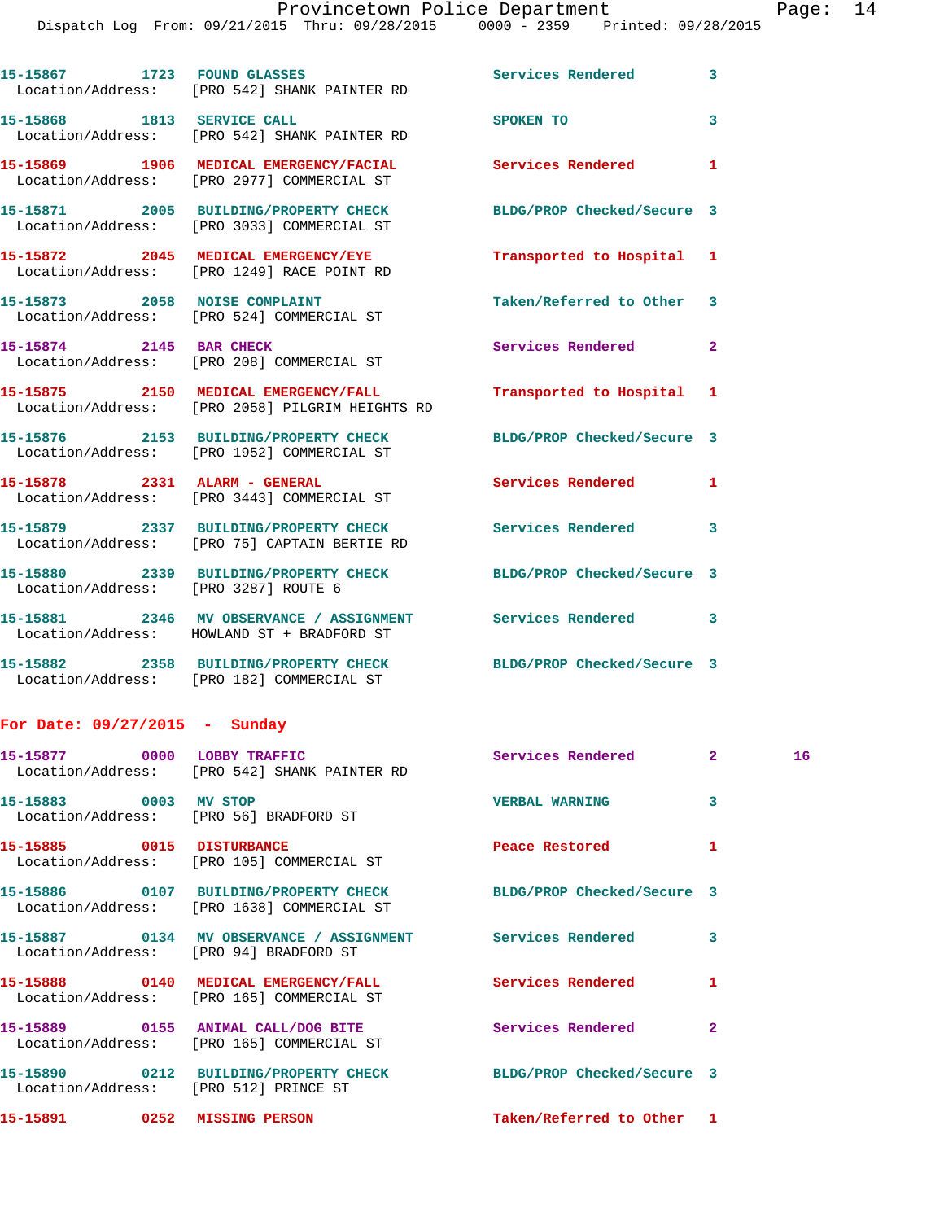15-15867 1723 FOUND GLASSES Services Rendered 3
Location/Address: [PRO 542] SHANK PAINTER RD

15-15868 1813 SERVICE CALL SPOKEN TO 3
Location/Address: [PRO 542] SHANK PAINTER RD

15-15869 1906 MEDICAL EMERGENCY/FACIAL Services Rendered 1
Location/Address: [PRO 2977] COMMERCIAL ST

15-15871 2005 BUILDING/PROPERTY CHECK BLDG/PROP Checked/Secure 3
Location/Address: [PRO 3033] COMMERCIAL ST

15-15872 2045 MEDICAL EMERGENCY/EYE Transported to Hospital 1
Location/Address: [PRO 1249] RACE POINT RD

15-15873 2058 NOISE COMPLAINT Taken/Referred to Other 3
Location/Address: [PRO 524] COMMERCIAL ST

15-15874 2145 BAR CHECK Services Rendered 2
Location/Address: [PRO 208] COMMERCIAL ST

15-15875 2150 MEDICAL EMERGENCY/FALL Transported to Hospital 1
Location/Address: [PRO 2058] PILGRIM HEIGHTS RD

15-15876 2153 BUILDING/PROPERTY CHECK BLDG/PROP Checked/Secure 3
Location/Address: [PRO 1952] COMMERCIAL ST

15-15878 2331 ALARM - GENERAL Services Rendered 1
Location/Address: [PRO 3443] COMMERCIAL ST

15-15879 2337 BUILDING/PROPERTY CHECK Services Rendered 3
Location/Address: [PRO 75] CAPTAIN BERTIE RD

15-15880 2339 BUILDING/PROPERTY CHECK BLDG/PROP Checked/Secure 3
Location/Address: [PRO 3287] ROUTE 6

15-15881 2346 MV OBSERVANCE / ASSIGNMENT Services Rendered 3
Location/Address: HOWLAND ST + BRADFORD ST

15-15882 2358 BUILDING/PROPERTY CHECK BLDG/PROP Checked/Secure 3
Location/Address: [PRO 182] COMMERCIAL ST

## For Date: 09/27/2015 - Sunday

15-15877 0000 LOBBY TRAFFIC Services Rendered 2 16
Location/Address: [PRO 542] SHANK PAINTER RD

15-15883 0003 MV STOP VERBAL WARNING 3
Location/Address: [PRO 56] BRADFORD ST

15-15885 0015 DISTURBANCE Peace Restored 1
Location/Address: [PRO 105] COMMERCIAL ST

15-15886 0107 BUILDING/PROPERTY CHECK BLDG/PROP Checked/Secure 3
Location/Address: [PRO 1638] COMMERCIAL ST

15-15887 0134 MV OBSERVANCE / ASSIGNMENT Services Rendered 3
Location/Address: [PRO 94] BRADFORD ST

15-15888 0140 MEDICAL EMERGENCY/FALL Services Rendered 1
Location/Address: [PRO 165] COMMERCIAL ST

15-15889 0155 ANIMAL CALL/DOG BITE Services Rendered 2
Location/Address: [PRO 165] COMMERCIAL ST

15-15890 0212 BUILDING/PROPERTY CHECK BLDG/PROP Checked/Secure 3
Location/Address: [PRO 512] PRINCE ST

15-15891 0252 MISSING PERSON Taken/Referred to Other 1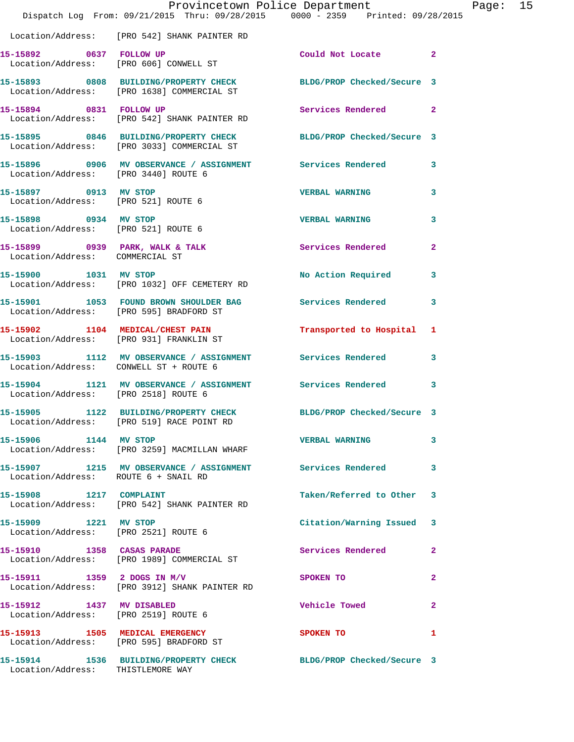Location/Address: [PRO 542] SHANK PAINTER RD

| Call # | Time | Call Reason | Action | Priority |
|---|---|---|---|---|
| 15-15892 | 0637 | FOLLOW UP | Could Not Locate | 2 |
| | | Location/Address: [PRO 606] CONWELL ST | | |
| 15-15893 | 0808 | BUILDING/PROPERTY CHECK | BLDG/PROP Checked/Secure | 3 |
| | | Location/Address: [PRO 1638] COMMERCIAL ST | | |
| 15-15894 | 0831 | FOLLOW UP | Services Rendered | 2 |
| | | Location/Address: [PRO 542] SHANK PAINTER RD | | |
| 15-15895 | 0846 | BUILDING/PROPERTY CHECK | BLDG/PROP Checked/Secure | 3 |
| | | Location/Address: [PRO 3033] COMMERCIAL ST | | |
| 15-15896 | 0906 | MV OBSERVANCE / ASSIGNMENT | Services Rendered | 3 |
| | | Location/Address: [PRO 3440] ROUTE 6 | | |
| 15-15897 | 0913 | MV STOP | VERBAL WARNING | 3 |
| | | Location/Address: [PRO 521] ROUTE 6 | | |
| 15-15898 | 0934 | MV STOP | VERBAL WARNING | 3 |
| | | Location/Address: [PRO 521] ROUTE 6 | | |
| 15-15899 | 0939 | PARK, WALK & TALK | Services Rendered | 2 |
| | | Location/Address: COMMERCIAL ST | | |
| 15-15900 | 1031 | MV STOP | No Action Required | 3 |
| | | Location/Address: [PRO 1032] OFF CEMETERY RD | | |
| 15-15901 | 1053 | FOUND BROWN SHOULDER BAG | Services Rendered | 3 |
| | | Location/Address: [PRO 595] BRADFORD ST | | |
| 15-15902 | 1104 | MEDICAL/CHEST PAIN | Transported to Hospital | 1 |
| | | Location/Address: [PRO 931] FRANKLIN ST | | |
| 15-15903 | 1112 | MV OBSERVANCE / ASSIGNMENT | Services Rendered | 3 |
| | | Location/Address: CONWELL ST + ROUTE 6 | | |
| 15-15904 | 1121 | MV OBSERVANCE / ASSIGNMENT | Services Rendered | 3 |
| | | Location/Address: [PRO 2518] ROUTE 6 | | |
| 15-15905 | 1122 | BUILDING/PROPERTY CHECK | BLDG/PROP Checked/Secure | 3 |
| | | Location/Address: [PRO 519] RACE POINT RD | | |
| 15-15906 | 1144 | MV STOP | VERBAL WARNING | 3 |
| | | Location/Address: [PRO 3259] MACMILLAN WHARF | | |
| 15-15907 | 1215 | MV OBSERVANCE / ASSIGNMENT | Services Rendered | 3 |
| | | Location/Address: ROUTE 6 + SNAIL RD | | |
| 15-15908 | 1217 | COMPLAINT | Taken/Referred to Other | 3 |
| | | Location/Address: [PRO 542] SHANK PAINTER RD | | |
| 15-15909 | 1221 | MV STOP | Citation/Warning Issued | 3 |
| | | Location/Address: [PRO 2521] ROUTE 6 | | |
| 15-15910 | 1358 | CASAS PARADE | Services Rendered | 2 |
| | | Location/Address: [PRO 1989] COMMERCIAL ST | | |
| 15-15911 | 1359 | 2 DOGS IN M/V | SPOKEN TO | 2 |
| | | Location/Address: [PRO 3912] SHANK PAINTER RD | | |
| 15-15912 | 1437 | MV DISABLED | Vehicle Towed | 2 |
| | | Location/Address: [PRO 2519] ROUTE 6 | | |
| 15-15913 | 1505 | MEDICAL EMERGENCY | SPOKEN TO | 1 |
| | | Location/Address: [PRO 595] BRADFORD ST | | |
| 15-15914 | 1536 | BUILDING/PROPERTY CHECK | BLDG/PROP Checked/Secure | 3 |
| | | Location/Address: THISTLEMORE WAY | | |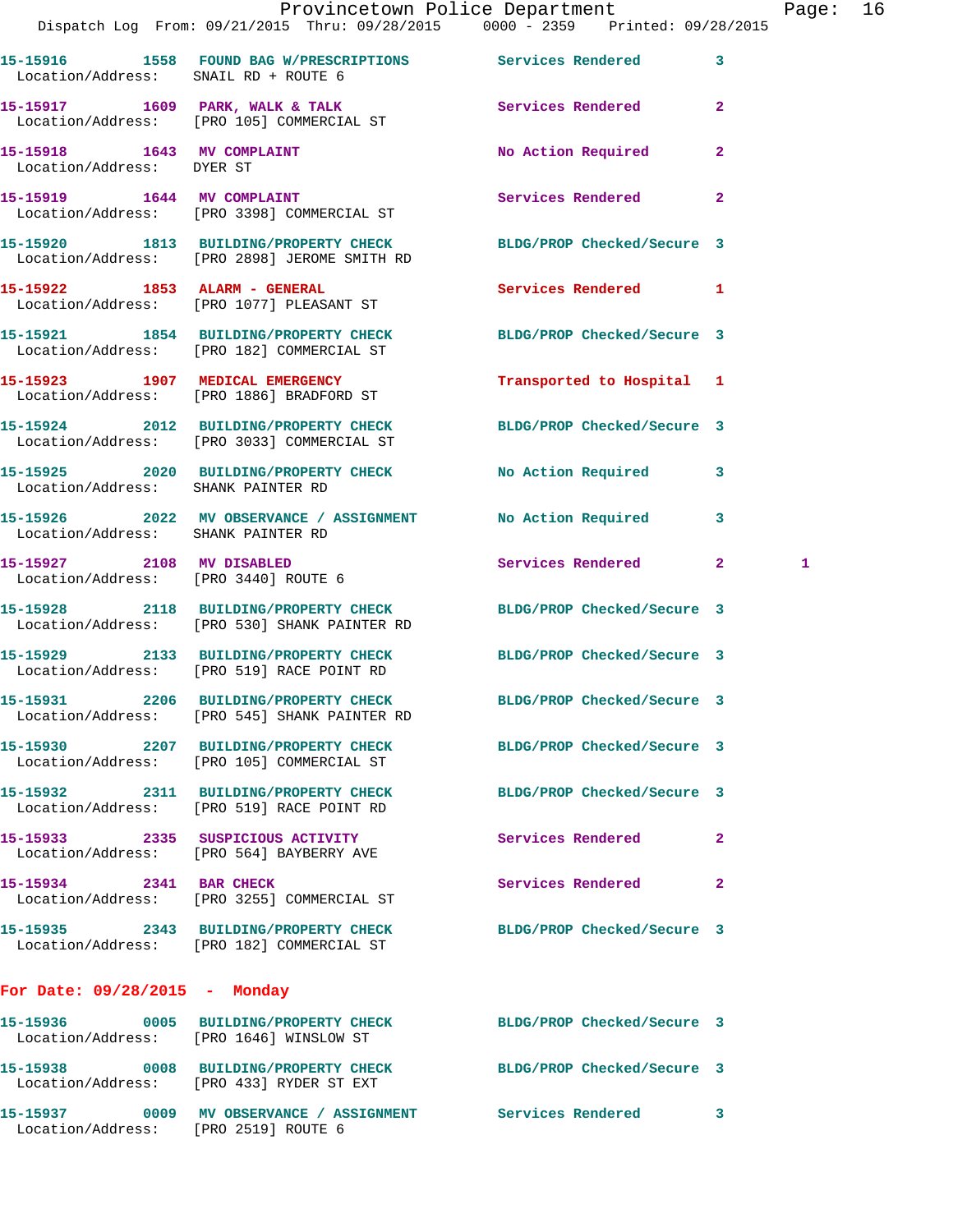15-15916 1558 FOUND BAG W/PRESCRIPTIONS Services Rendered 3
Location/Address: SNAIL RD + ROUTE 6

15-15917 1609 PARK, WALK & TALK Services Rendered 2
Location/Address: [PRO 105] COMMERCIAL ST

15-15918 1643 MV COMPLAINT No Action Required 2
Location/Address: DYER ST

15-15919 1644 MV COMPLAINT Services Rendered 2
Location/Address: [PRO 3398] COMMERCIAL ST

15-15920 1813 BUILDING/PROPERTY CHECK BLDG/PROP Checked/Secure 3
Location/Address: [PRO 2898] JEROME SMITH RD

15-15922 1853 ALARM - GENERAL Services Rendered 1
Location/Address: [PRO 1077] PLEASANT ST

15-15921 1854 BUILDING/PROPERTY CHECK BLDG/PROP Checked/Secure 3
Location/Address: [PRO 182] COMMERCIAL ST

15-15923 1907 MEDICAL EMERGENCY Transported to Hospital 1
Location/Address: [PRO 1886] BRADFORD ST

15-15924 2012 BUILDING/PROPERTY CHECK BLDG/PROP Checked/Secure 3
Location/Address: [PRO 3033] COMMERCIAL ST

15-15925 2020 BUILDING/PROPERTY CHECK No Action Required 3
Location/Address: SHANK PAINTER RD

15-15926 2022 MV OBSERVANCE / ASSIGNMENT No Action Required 3
Location/Address: SHANK PAINTER RD

15-15927 2108 MV DISABLED Services Rendered 2 1
Location/Address: [PRO 3440] ROUTE 6

15-15928 2118 BUILDING/PROPERTY CHECK BLDG/PROP Checked/Secure 3
Location/Address: [PRO 530] SHANK PAINTER RD

15-15929 2133 BUILDING/PROPERTY CHECK BLDG/PROP Checked/Secure 3
Location/Address: [PRO 519] RACE POINT RD

15-15931 2206 BUILDING/PROPERTY CHECK BLDG/PROP Checked/Secure 3
Location/Address: [PRO 545] SHANK PAINTER RD

15-15930 2207 BUILDING/PROPERTY CHECK BLDG/PROP Checked/Secure 3
Location/Address: [PRO 105] COMMERCIAL ST

15-15932 2311 BUILDING/PROPERTY CHECK BLDG/PROP Checked/Secure 3
Location/Address: [PRO 519] RACE POINT RD

15-15933 2335 SUSPICIOUS ACTIVITY Services Rendered 2
Location/Address: [PRO 564] BAYBERRY AVE

15-15934 2341 BAR CHECK Services Rendered 2
Location/Address: [PRO 3255] COMMERCIAL ST

15-15935 2343 BUILDING/PROPERTY CHECK BLDG/PROP Checked/Secure 3
Location/Address: [PRO 182] COMMERCIAL ST

## For Date: 09/28/2015 - Monday

15-15936 0005 BUILDING/PROPERTY CHECK BLDG/PROP Checked/Secure 3
Location/Address: [PRO 1646] WINSLOW ST

15-15938 0008 BUILDING/PROPERTY CHECK BLDG/PROP Checked/Secure 3
Location/Address: [PRO 433] RYDER ST EXT

15-15937 0009 MV OBSERVANCE / ASSIGNMENT Services Rendered 3
Location/Address: [PRO 2519] ROUTE 6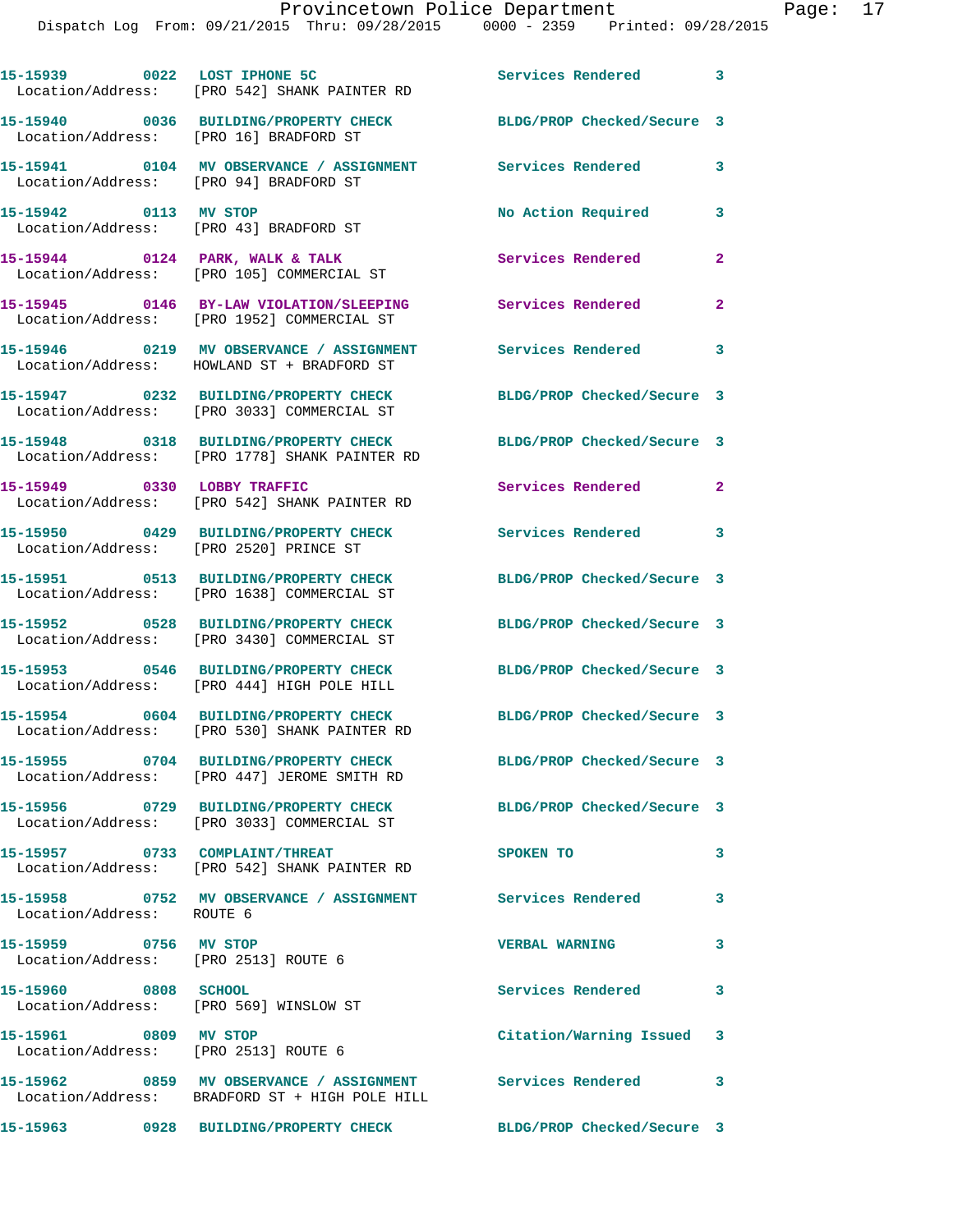| Call Number | Time | Call Type | Action | Priority |
|---|---|---|---|---|
| 15-15939 | 0022 | LOST IPHONE 5C | Services Rendered | 3 |
| Location/Address: | | [PRO 542] SHANK PAINTER RD | | |
| 15-15940 | 0036 | BUILDING/PROPERTY CHECK | BLDG/PROP Checked/Secure | 3 |
| Location/Address: | | [PRO 16] BRADFORD ST | | |
| 15-15941 | 0104 | MV OBSERVANCE / ASSIGNMENT | Services Rendered | 3 |
| Location/Address: | | [PRO 94] BRADFORD ST | | |
| 15-15942 | 0113 | MV STOP | No Action Required | 3 |
| Location/Address: | | [PRO 43] BRADFORD ST | | |
| 15-15944 | 0124 | PARK, WALK & TALK | Services Rendered | 2 |
| Location/Address: | | [PRO 105] COMMERCIAL ST | | |
| 15-15945 | 0146 | BY-LAW VIOLATION/SLEEPING | Services Rendered | 2 |
| Location/Address: | | [PRO 1952] COMMERCIAL ST | | |
| 15-15946 | 0219 | MV OBSERVANCE / ASSIGNMENT | Services Rendered | 3 |
| Location/Address: | | HOWLAND ST + BRADFORD ST | | |
| 15-15947 | 0232 | BUILDING/PROPERTY CHECK | BLDG/PROP Checked/Secure | 3 |
| Location/Address: | | [PRO 3033] COMMERCIAL ST | | |
| 15-15948 | 0318 | BUILDING/PROPERTY CHECK | BLDG/PROP Checked/Secure | 3 |
| Location/Address: | | [PRO 1778] SHANK PAINTER RD | | |
| 15-15949 | 0330 | LOBBY TRAFFIC | Services Rendered | 2 |
| Location/Address: | | [PRO 542] SHANK PAINTER RD | | |
| 15-15950 | 0429 | BUILDING/PROPERTY CHECK | Services Rendered | 3 |
| Location/Address: | | [PRO 2520] PRINCE ST | | |
| 15-15951 | 0513 | BUILDING/PROPERTY CHECK | BLDG/PROP Checked/Secure | 3 |
| Location/Address: | | [PRO 1638] COMMERCIAL ST | | |
| 15-15952 | 0528 | BUILDING/PROPERTY CHECK | BLDG/PROP Checked/Secure | 3 |
| Location/Address: | | [PRO 3430] COMMERCIAL ST | | |
| 15-15953 | 0546 | BUILDING/PROPERTY CHECK | BLDG/PROP Checked/Secure | 3 |
| Location/Address: | | [PRO 444] HIGH POLE HILL | | |
| 15-15954 | 0604 | BUILDING/PROPERTY CHECK | BLDG/PROP Checked/Secure | 3 |
| Location/Address: | | [PRO 530] SHANK PAINTER RD | | |
| 15-15955 | 0704 | BUILDING/PROPERTY CHECK | BLDG/PROP Checked/Secure | 3 |
| Location/Address: | | [PRO 447] JEROME SMITH RD | | |
| 15-15956 | 0729 | BUILDING/PROPERTY CHECK | BLDG/PROP Checked/Secure | 3 |
| Location/Address: | | [PRO 3033] COMMERCIAL ST | | |
| 15-15957 | 0733 | COMPLAINT/THREAT | SPOKEN TO | 3 |
| Location/Address: | | [PRO 542] SHANK PAINTER RD | | |
| 15-15958 | 0752 | MV OBSERVANCE / ASSIGNMENT | Services Rendered | 3 |
| Location/Address: | | ROUTE 6 | | |
| 15-15959 | 0756 | MV STOP | VERBAL WARNING | 3 |
| Location/Address: | | [PRO 2513] ROUTE 6 | | |
| 15-15960 | 0808 | SCHOOL | Services Rendered | 3 |
| Location/Address: | | [PRO 569] WINSLOW ST | | |
| 15-15961 | 0809 | MV STOP | Citation/Warning Issued | 3 |
| Location/Address: | | [PRO 2513] ROUTE 6 | | |
| 15-15962 | 0859 | MV OBSERVANCE / ASSIGNMENT | Services Rendered | 3 |
| Location/Address: | | BRADFORD ST + HIGH POLE HILL | | |
| 15-15963 | 0928 | BUILDING/PROPERTY CHECK | BLDG/PROP Checked/Secure | 3 |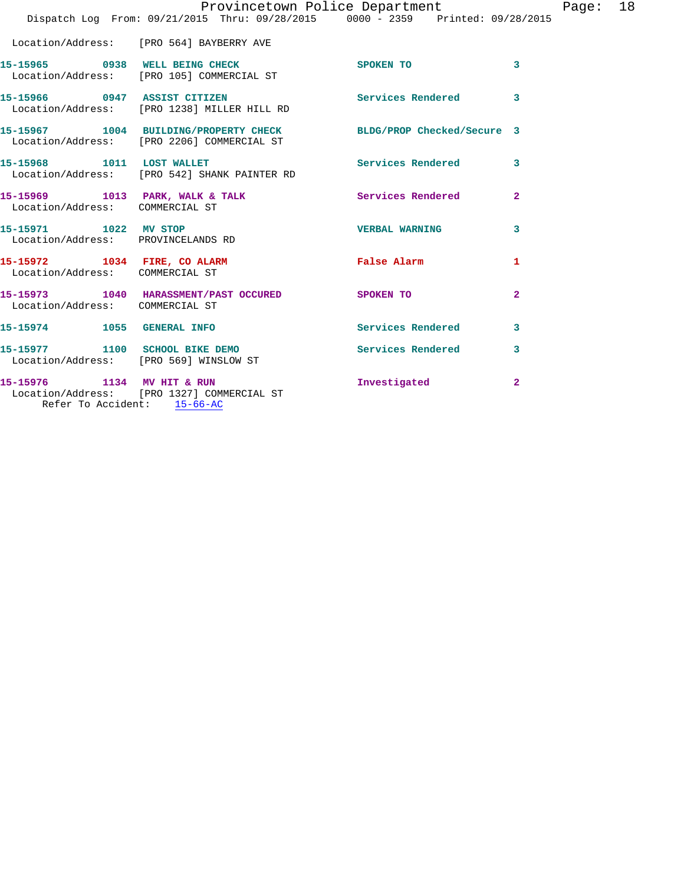Location/Address: [PRO 564] BAYBERRY AVE

15-15965 0938 WELL BEING CHECK SPOKEN TO 3
Location/Address: [PRO 105] COMMERCIAL ST

15-15966 0947 ASSIST CITIZEN Services Rendered 3
Location/Address: [PRO 1238] MILLER HILL RD

15-15967 1004 BUILDING/PROPERTY CHECK BLDG/PROP Checked/Secure 3
Location/Address: [PRO 2206] COMMERCIAL ST

15-15968 1011 LOST WALLET Services Rendered 3
Location/Address: [PRO 542] SHANK PAINTER RD

15-15969 1013 PARK, WALK & TALK Services Rendered 2
Location/Address: COMMERCIAL ST

15-15971 1022 MV STOP VERBAL WARNING 3
Location/Address: PROVINCELANDS RD

15-15972 1034 FIRE, CO ALARM False Alarm 1
Location/Address: COMMERCIAL ST

15-15973 1040 HARASSMENT/PAST OCCURED SPOKEN TO 2
Location/Address: COMMERCIAL ST

15-15974 1055 GENERAL INFO Services Rendered 3

15-15977 1100 SCHOOL BIKE DEMO Services Rendered 3
Location/Address: [PRO 569] WINSLOW ST

15-15976 1134 MV HIT & RUN Investigated 2
Location/Address: [PRO 1327] COMMERCIAL ST
Refer To Accident: 15-66-AC